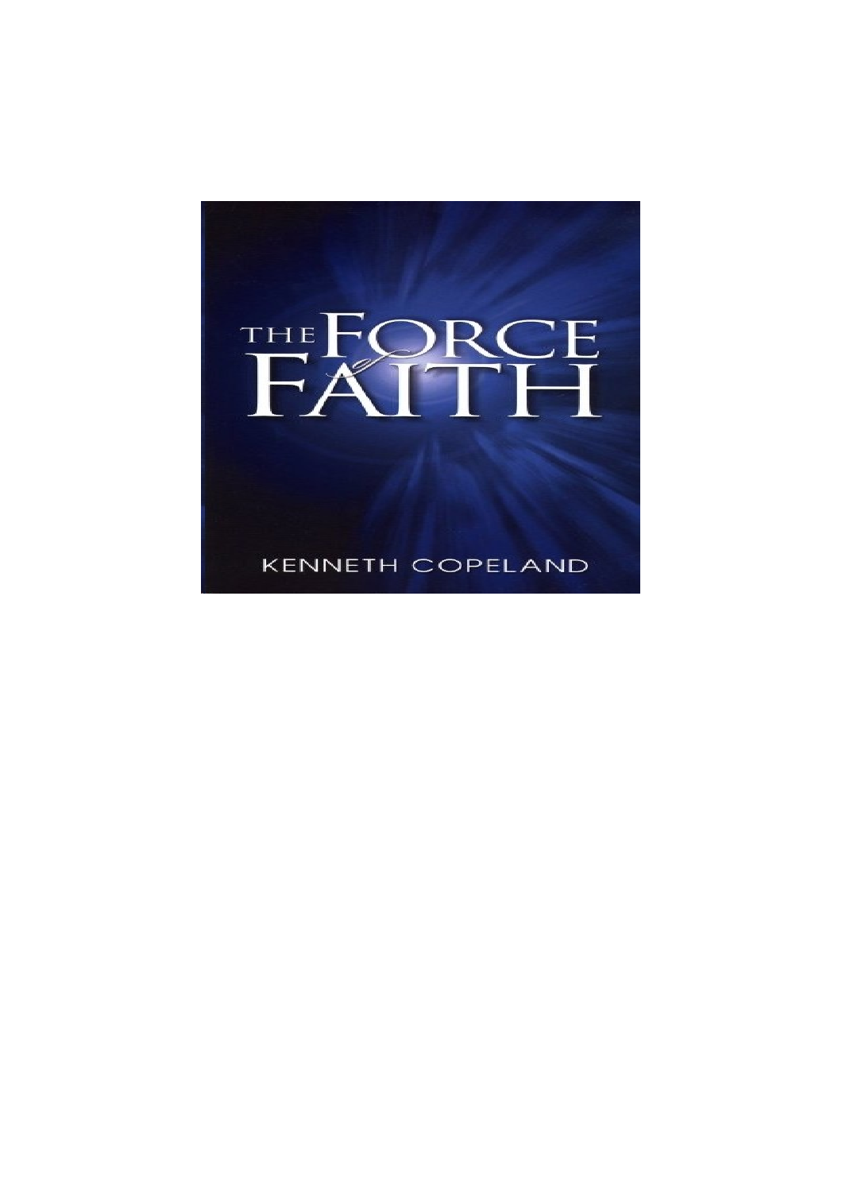# THE FORCE of FAITH

KENNETH COPELAND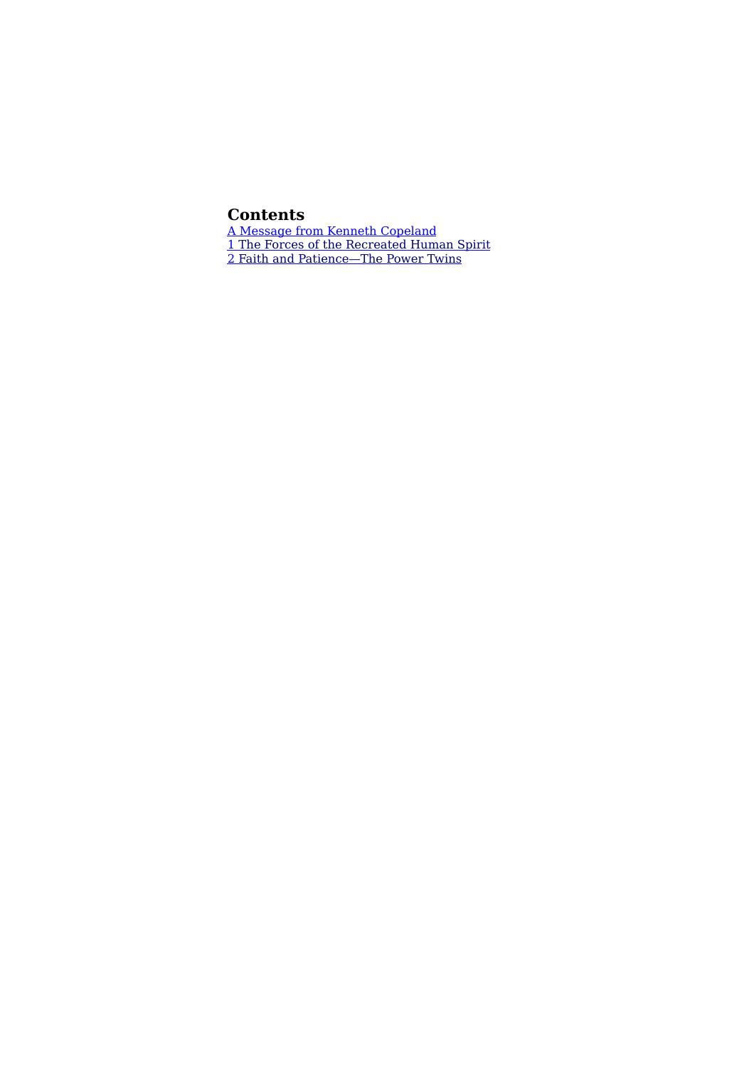# Contents

A Message from Kenneth Copeland
1 The Forces of the Recreated Human Spirit
2 Faith and Patience—The Power Twins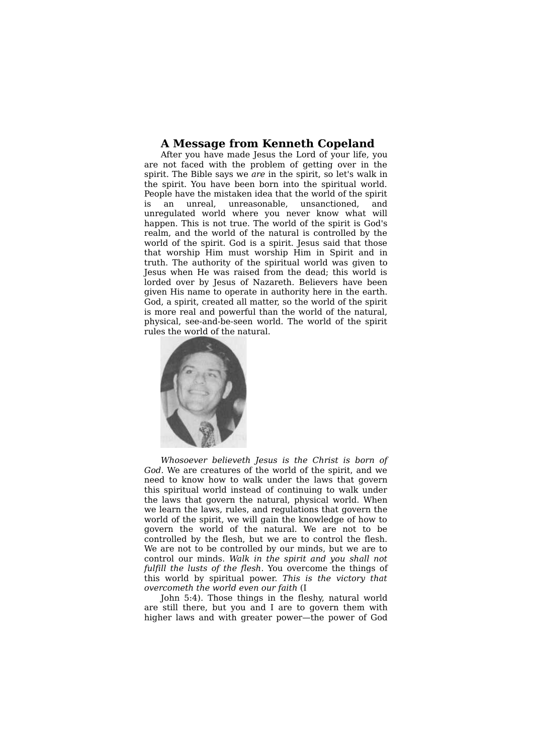## A Message from Kenneth Copeland

After you have made Jesus the Lord of your life, you are not faced with the problem of getting over in the spirit. The Bible says we *are* in the spirit, so let's walk in the spirit. You have been born into the spiritual world. People have the mistaken idea that the world of the spirit is an unreal, unreasonable, unsanctioned, and unregulated world where you never know what will happen. This is not true. The world of the spirit is God's realm, and the world of the natural is controlled by the world of the spirit. God is a spirit. Jesus said that those that worship Him must worship Him in Spirit and in truth. The authority of the spiritual world was given to Jesus when He was raised from the dead; this world is lorded over by Jesus of Nazareth. Believers have been given His name to operate in authority here in the earth. God, a spirit, created all matter, so the world of the spirit is more real and powerful than the world of the natural, physical, see-and-be-seen world. The world of the spirit rules the world of the natural.

*Whosoever believeth Jesus is the Christ is born of God*. We are creatures of the world of the spirit, and we need to know how to walk under the laws that govern this spiritual world instead of continuing to walk under the laws that govern the natural, physical world. When we learn the laws, rules, and regulations that govern the world of the spirit, we will gain the knowledge of how to govern the world of the natural. We are not to be controlled by the flesh, but we are to control the flesh. We are not to be controlled by our minds, but we are to control our minds. *Walk in the spirit and you shall not fulfill the lusts of the flesh*. You overcome the things of this world by spiritual power. *This is the victory that overcometh the world even our faith* (I John 5:4). Those things in the fleshy, natural world are still there, but you and I are to govern them with higher laws and with greater power—the power of God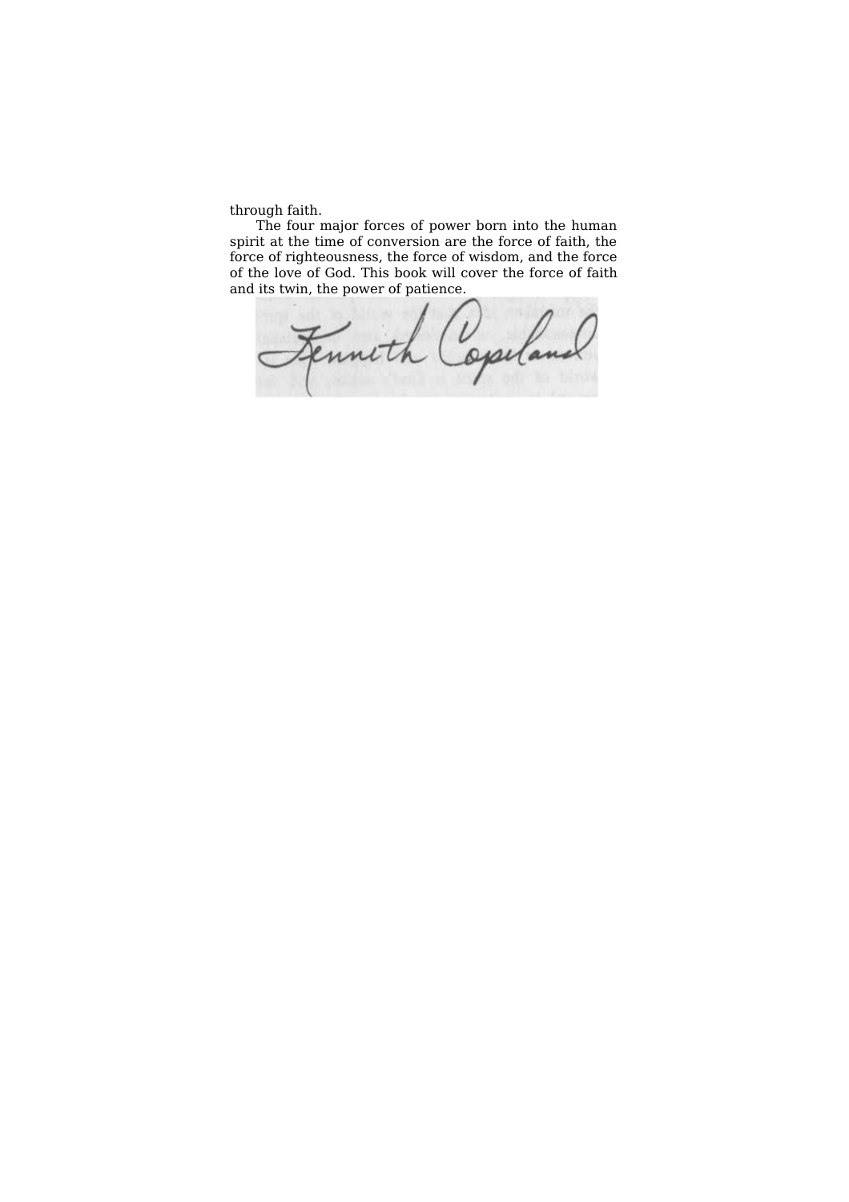through faith.

The four major forces of power born into the human spirit at the time of conversion are the force of faith, the force of righteousness, the force of wisdom, and the force of the love of God. This book will cover the force of faith and its twin, the power of patience.

Kenneth Copeland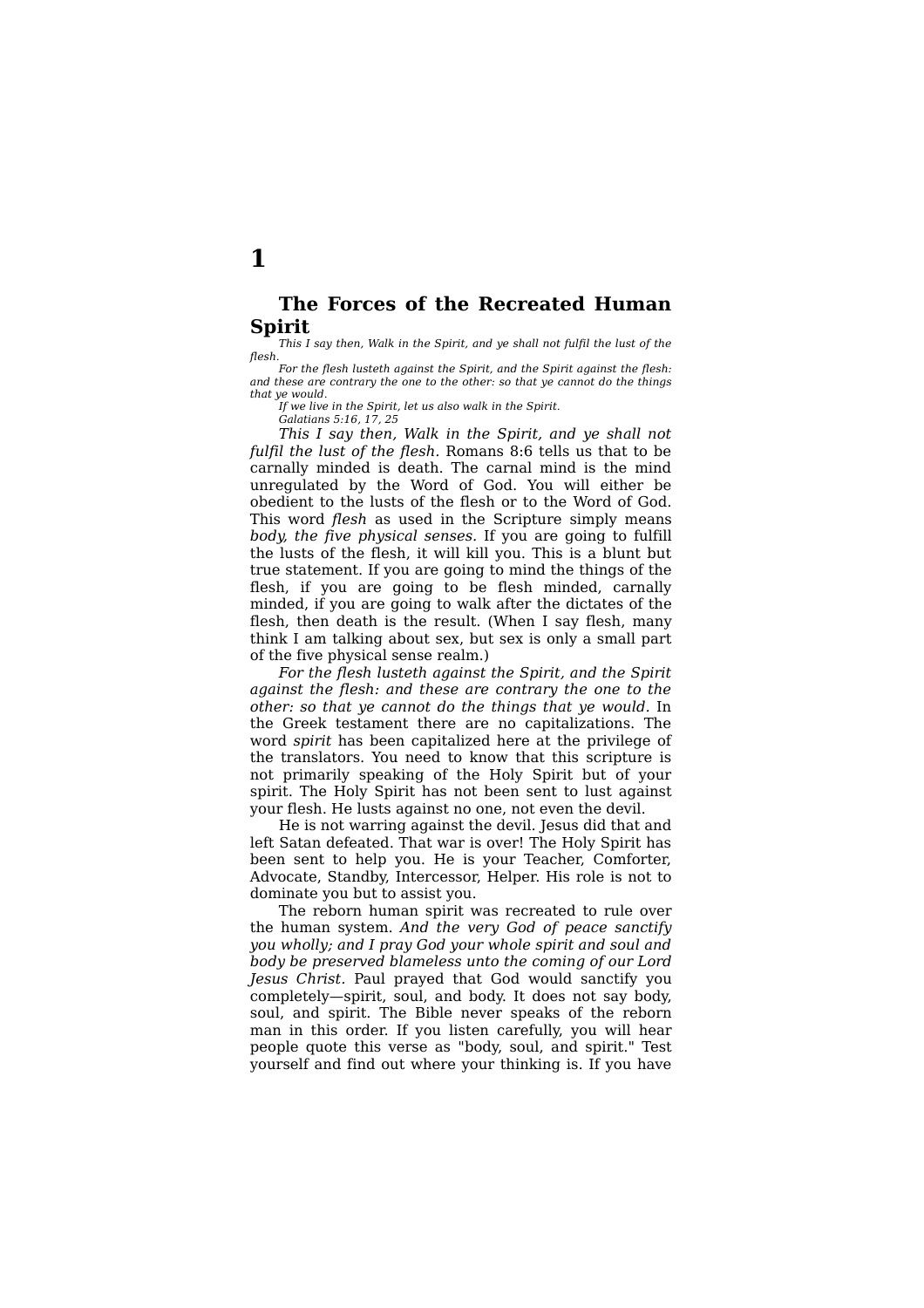# 1

## The Forces of the Recreated Human Spirit

*This I say then, Walk in the Spirit, and ye shall not fulfil the lust of the flesh.*

*For the flesh lusteth against the Spirit, and the Spirit against the flesh: and these are contrary the one to the other: so that ye cannot do the things that ye would.*

*If we live in the Spirit, let us also walk in the Spirit.*

*Galatians 5:16, 17, 25*

*This I say then, Walk in the Spirit, and ye shall not fulfil the lust of the flesh.* Romans 8:6 tells us that to be carnally minded is death. The carnal mind is the mind unregulated by the Word of God. You will either be obedient to the lusts of the flesh or to the Word of God. This word *flesh* as used in the Scripture simply means *body, the five physical senses.* If you are going to fulfill the lusts of the flesh, it will kill you. This is a blunt but true statement. If you are going to mind the things of the flesh, if you are going to be flesh minded, carnally minded, if you are going to walk after the dictates of the flesh, then death is the result. (When I say flesh, many think I am talking about sex, but sex is only a small part of the five physical sense realm.)

*For the flesh lusteth against the Spirit, and the Spirit against the flesh: and these are contrary the one to the other: so that ye cannot do the things that ye would.* In the Greek testament there are no capitalizations. The word *spirit* has been capitalized here at the privilege of the translators. You need to know that this scripture is not primarily speaking of the Holy Spirit but of your spirit. The Holy Spirit has not been sent to lust against your flesh. He lusts against no one, not even the devil.

He is not warring against the devil. Jesus did that and left Satan defeated. That war is over! The Holy Spirit has been sent to help you. He is your Teacher, Comforter, Advocate, Standby, Intercessor, Helper. His role is not to dominate you but to assist you.

The reborn human spirit was recreated to rule over the human system. *And the very God of peace sanctify you wholly; and I pray God your whole spirit and soul and body be preserved blameless unto the coming of our Lord Jesus Christ.* Paul prayed that God would sanctify you completely—spirit, soul, and body. It does not say body, soul, and spirit. The Bible never speaks of the reborn man in this order. If you listen carefully, you will hear people quote this verse as "body, soul, and spirit." Test yourself and find out where your thinking is. If you have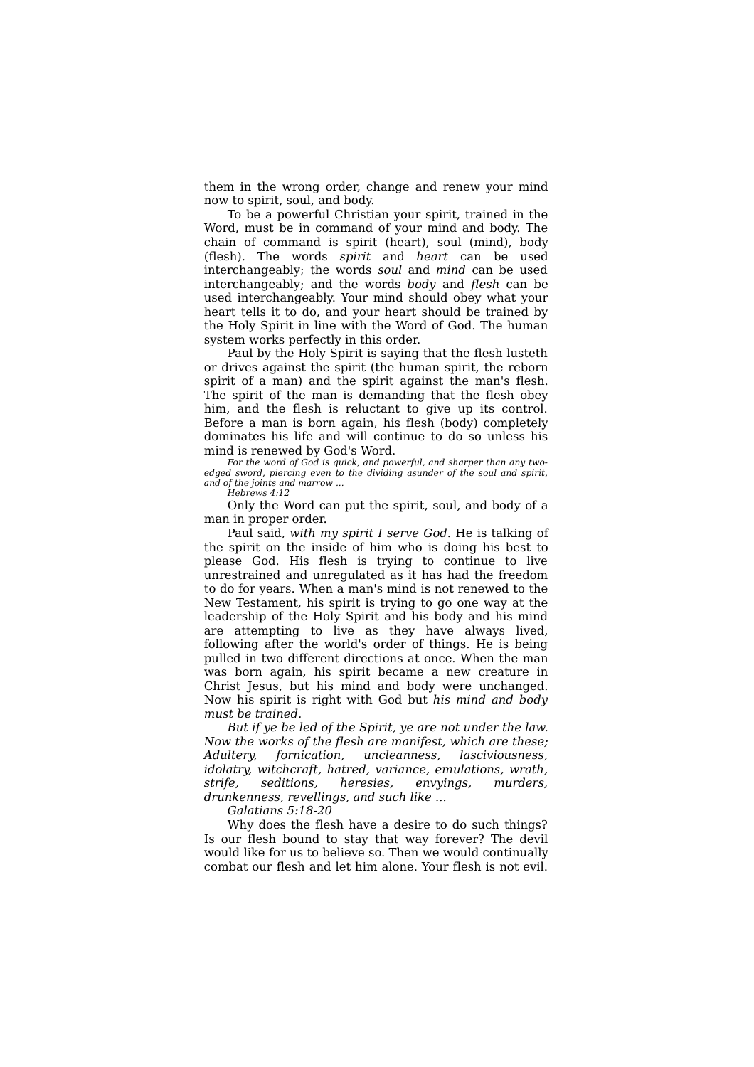them in the wrong order, change and renew your mind now to spirit, soul, and body.

To be a powerful Christian your spirit, trained in the Word, must be in command of your mind and body. The chain of command is spirit (heart), soul (mind), body (flesh). The words *spirit* and *heart* can be used interchangeably; the words *soul* and *mind* can be used interchangeably; and the words *body* and *flesh* can be used interchangeably. Your mind should obey what your heart tells it to do, and your heart should be trained by the Holy Spirit in line with the Word of God. The human system works perfectly in this order.

Paul by the Holy Spirit is saying that the flesh lusteth or drives against the spirit (the human spirit, the reborn spirit of a man) and the spirit against the man's flesh. The spirit of the man is demanding that the flesh obey him, and the flesh is reluctant to give up its control. Before a man is born again, his flesh (body) completely dominates his life and will continue to do so unless his mind is renewed by God's Word.

*For the word of God is quick, and powerful, and sharper than any two-edged sword, piercing even to the dividing asunder of the soul and spirit, and of the joints and marrow ...*
*Hebrews 4:12*

Only the Word can put the spirit, soul, and body of a man in proper order.

Paul said, *with my spirit I serve God*. He is talking of the spirit on the inside of him who is doing his best to please God. His flesh is trying to continue to live unrestrained and unregulated as it has had the freedom to do for years. When a man's mind is not renewed to the New Testament, his spirit is trying to go one way at the leadership of the Holy Spirit and his body and his mind are attempting to live as they have always lived, following after the world's order of things. He is being pulled in two different directions at once. When the man was born again, his spirit became a new creature in Christ Jesus, but his mind and body were unchanged. Now his spirit is right with God but *his mind and body must be trained.*

*But if ye be led of the Spirit, ye are not under the law. Now the works of the flesh are manifest, which are these; Adultery, fornication, uncleanness, lasciviousness, idolatry, witchcraft, hatred, variance, emulations, wrath, strife, seditions, heresies, envyings, murders, drunkenness, revellings, and such like ...*
*Galatians 5:18-20*

Why does the flesh have a desire to do such things? Is our flesh bound to stay that way forever? The devil would like for us to believe so. Then we would continually combat our flesh and let him alone. Your flesh is not evil.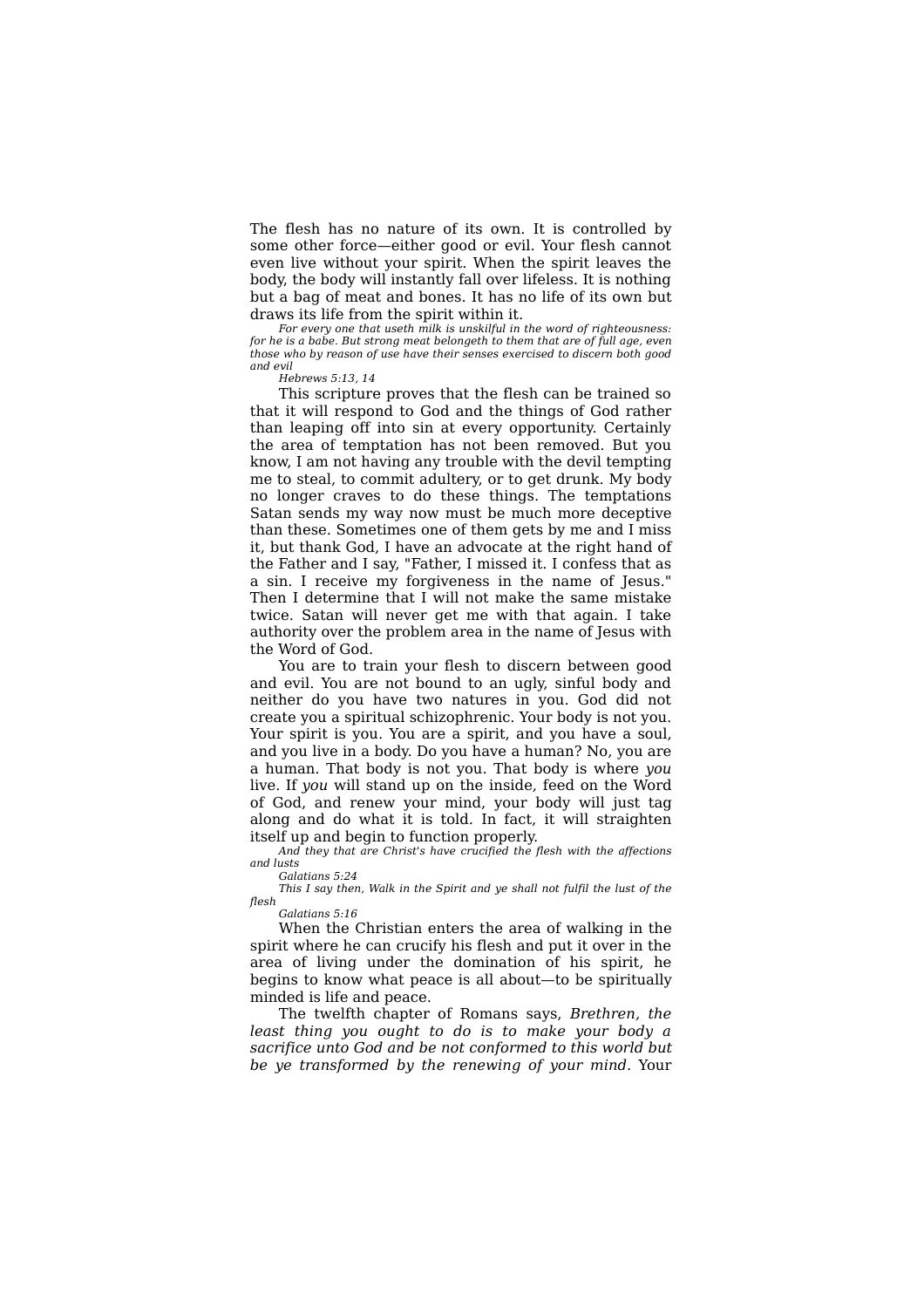The flesh has no nature of its own. It is controlled by some other force—either good or evil. Your flesh cannot even live without your spirit. When the spirit leaves the body, the body will instantly fall over lifeless. It is nothing but a bag of meat and bones. It has no life of its own but draws its life from the spirit within it.

*For every one that useth milk is unskilful in the word of righteousness: for he is a babe. But strong meat belongeth to them that are of full age, even those who by reason of use have their senses exercised to discern both good and evil*

*Hebrews 5:13, 14*

This scripture proves that the flesh can be trained so that it will respond to God and the things of God rather than leaping off into sin at every opportunity. Certainly the area of temptation has not been removed. But you know, I am not having any trouble with the devil tempting me to steal, to commit adultery, or to get drunk. My body no longer craves to do these things. The temptations Satan sends my way now must be much more deceptive than these. Sometimes one of them gets by me and I miss it, but thank God, I have an advocate at the right hand of the Father and I say, "Father, I missed it. I confess that as a sin. I receive my forgiveness in the name of Jesus." Then I determine that I will not make the same mistake twice. Satan will never get me with that again. I take authority over the problem area in the name of Jesus with the Word of God.

You are to train your flesh to discern between good and evil. You are not bound to an ugly, sinful body and neither do you have two natures in you. God did not create you a spiritual schizophrenic. Your body is not you. Your spirit is you. You are a spirit, and you have a soul, and you live in a body. Do you have a human? No, you are a human. That body is not you. That body is where *you* live. If *you* will stand up on the inside, feed on the Word of God, and renew your mind, your body will just tag along and do what it is told. In fact, it will straighten itself up and begin to function properly.

*And they that are Christ's have crucified the flesh with the affections and lusts*

*Galatians 5:24*

*This I say then, Walk in the Spirit and ye shall not fulfil the lust of the flesh*

*Galatians 5:16*

When the Christian enters the area of walking in the spirit where he can crucify his flesh and put it over in the area of living under the domination of his spirit, he begins to know what peace is all about—to be spiritually minded is life and peace.

The twelfth chapter of Romans says, *Brethren, the least thing you ought to do is to make your body a sacrifice unto God and be not conformed to this world but be ye transformed by the renewing of your mind.* Your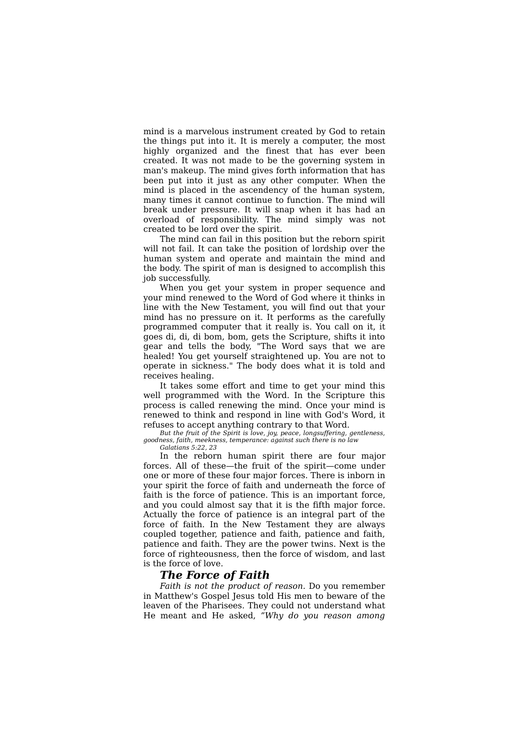mind is a marvelous instrument created by God to retain the things put into it. It is merely a computer, the most highly organized and the finest that has ever been created. It was not made to be the governing system in man's makeup. The mind gives forth information that has been put into it just as any other computer. When the mind is placed in the ascendency of the human system, many times it cannot continue to function. The mind will break under pressure. It will snap when it has had an overload of responsibility. The mind simply was not created to be lord over the spirit.

The mind can fail in this position but the reborn spirit will not fail. It can take the position of lordship over the human system and operate and maintain the mind and the body. The spirit of man is designed to accomplish this job successfully.

When you get your system in proper sequence and your mind renewed to the Word of God where it thinks in line with the New Testament, you will find out that your mind has no pressure on it. It performs as the carefully programmed computer that it really is. You call on it, it goes di, di, di bom, bom, gets the Scripture, shifts it into gear and tells the body, "The Word says that we are healed! You get yourself straightened up. You are not to operate in sickness." The body does what it is told and receives healing.

It takes some effort and time to get your mind this well programmed with the Word. In the Scripture this process is called renewing the mind. Once your mind is renewed to think and respond in line with God's Word, it refuses to accept anything contrary to that Word.

*But the fruit of the Spirit is love, joy, peace, longsuffering, gentleness, goodness, faith, meekness, temperance: against such there is no law*
*Galatians 5:22, 23*

In the reborn human spirit there are four major forces. All of these—the fruit of the spirit—come under one or more of these four major forces. There is inborn in your spirit the force of faith and underneath the force of faith is the force of patience. This is an important force, and you could almost say that it is the fifth major force. Actually the force of patience is an integral part of the force of faith. In the New Testament they are always coupled together, patience and faith, patience and faith, patience and faith. They are the power twins. Next is the force of righteousness, then the force of wisdom, and last is the force of love.

### *The Force of Faith*

*Faith is not the product of reason.* Do you remember in Matthew's Gospel Jesus told His men to beware of the leaven of the Pharisees. They could not understand what He meant and He asked, *"Why do you reason among*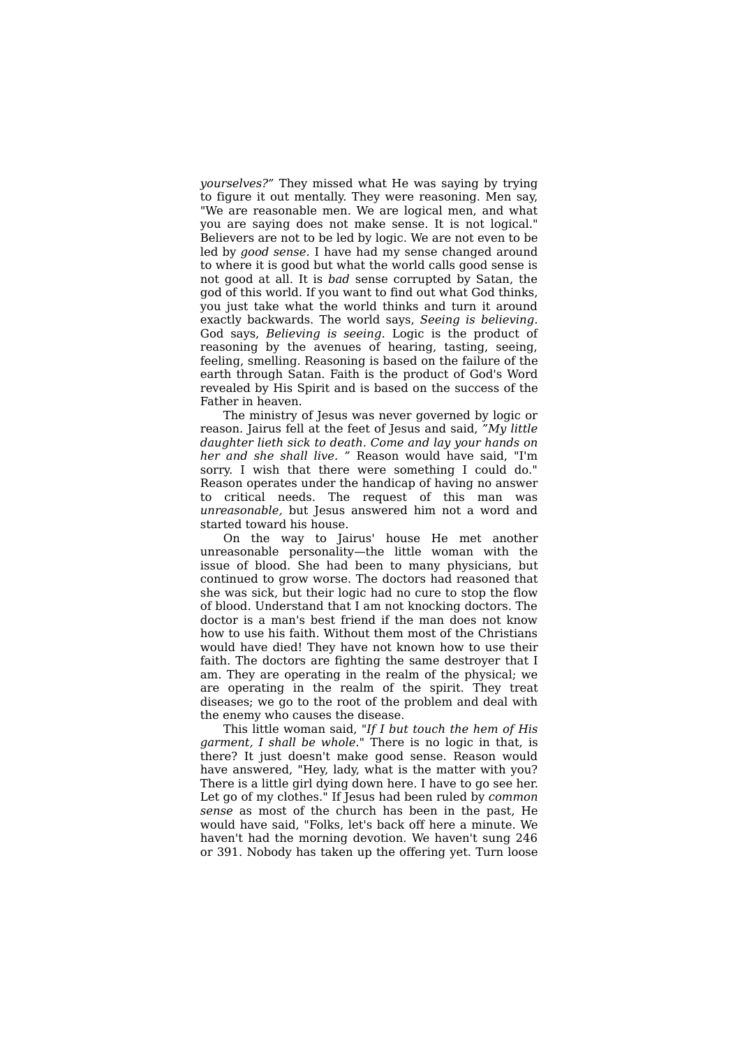*yourselves?"* They missed what He was saying by trying to figure it out mentally. They were reasoning. Men say, "We are reasonable men. We are logical men, and what you are saying does not make sense. It is not logical." Believers are not to be led by logic. We are not even to be led by *good sense*. I have had my sense changed around to where it is good but what the world calls good sense is not good at all. It is *bad* sense corrupted by Satan, the god of this world. If you want to find out what God thinks, you just take what the world thinks and turn it around exactly backwards. The world says, *Seeing is believing*. God says, *Believing is seeing*. Logic is the product of reasoning by the avenues of hearing, tasting, seeing, feeling, smelling. Reasoning is based on the failure of the earth through Satan. Faith is the product of God's Word revealed by His Spirit and is based on the success of the Father in heaven.

The ministry of Jesus was never governed by logic or reason. Jairus fell at the feet of Jesus and said, *"My little daughter lieth sick to death. Come and lay your hands on her and she shall live. "* Reason would have said, "I'm sorry. I wish that there were something I could do." Reason operates under the handicap of having no answer to critical needs. The request of this man was *unreasonable,* but Jesus answered him not a word and started toward his house.

On the way to Jairus' house He met another unreasonable personality—the little woman with the issue of blood. She had been to many physicians, but continued to grow worse. The doctors had reasoned that she was sick, but their logic had no cure to stop the flow of blood. Understand that I am not knocking doctors. The doctor is a man's best friend if the man does not know how to use his faith. Without them most of the Christians would have died! They have not known how to use their faith. The doctors are fighting the same destroyer that I am. They are operating in the realm of the physical; we are operating in the realm of the spirit. They treat diseases; we go to the root of the problem and deal with the enemy who causes the disease.

This little woman said, "*If I but touch the hem of His garment, I shall be whole.*" There is no logic in that, is there? It just doesn't make good sense. Reason would have answered, "Hey, lady, what is the matter with you? There is a little girl dying down here. I have to go see her. Let go of my clothes." If Jesus had been ruled by *common sense* as most of the church has been in the past, He would have said, "Folks, let's back off here a minute. We haven't had the morning devotion. We haven't sung 246 or 391. Nobody has taken up the offering yet. Turn loose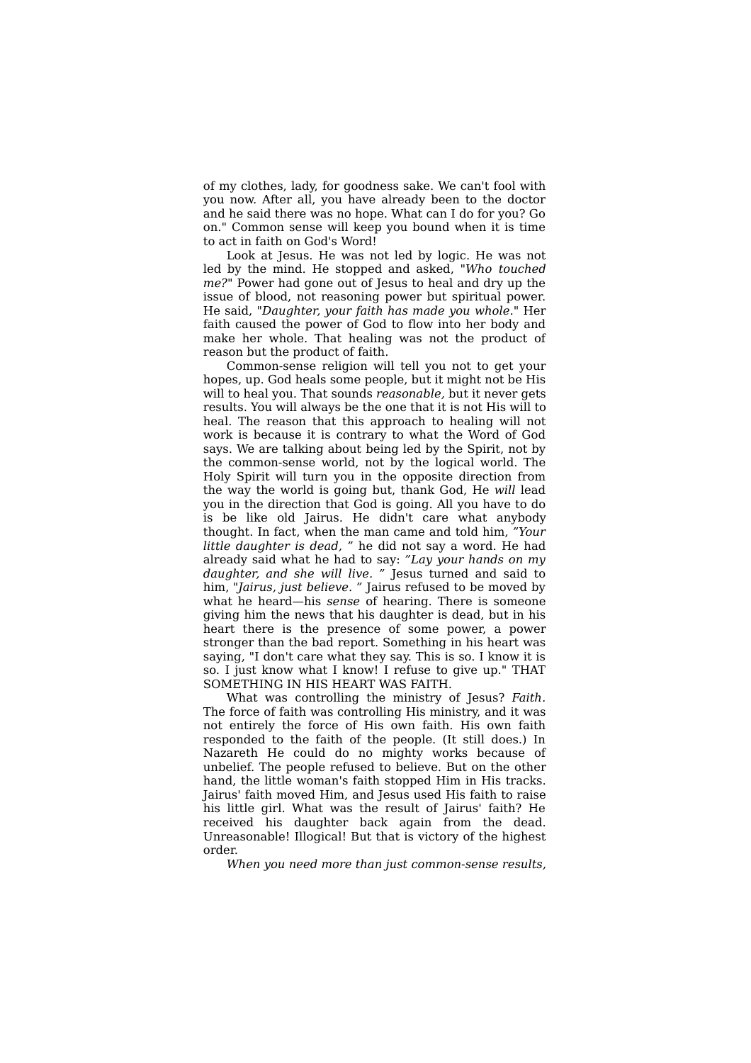of my clothes, lady, for goodness sake. We can't fool with you now. After all, you have already been to the doctor and he said there was no hope. What can I do for you? Go on." Common sense will keep you bound when it is time to act in faith on God's Word!

Look at Jesus. He was not led by logic. He was not led by the mind. He stopped and asked, "*Who touched me?*" Power had gone out of Jesus to heal and dry up the issue of blood, not reasoning power but spiritual power. He said, "*Daughter, your faith has made you whole.*" Her faith caused the power of God to flow into her body and make her whole. That healing was not the product of reason but the product of faith.

Common-sense religion will tell you not to get your hopes, up. God heals some people, but it might not be His will to heal you. That sounds *reasonable,* but it never gets results. You will always be the one that it is not His will to heal. The reason that this approach to healing will not work is because it is contrary to what the Word of God says. We are talking about being led by the Spirit, not by the common-sense world, not by the logical world. The Holy Spirit will turn you in the opposite direction from the way the world is going but, thank God, He *will* lead you in the direction that God is going. All you have to do is be like old Jairus. He didn't care what anybody thought. In fact, when the man came and told him, *"Your little daughter is dead, "* he did not say a word. He had already said what he had to say: *"Lay your hands on my daughter, and she will live. "* Jesus turned and said to him, "*Jairus, just believe. "* Jairus refused to be moved by what he heard—his *sense* of hearing. There is someone giving him the news that his daughter is dead, but in his heart there is the presence of some power, a power stronger than the bad report. Something in his heart was saying, "I don't care what they say. This is so. I know it is so. I just know what I know! I refuse to give up." THAT SOMETHING IN HIS HEART WAS FAITH.

What was controlling the ministry of Jesus? *Faith.* The force of faith was controlling His ministry, and it was not entirely the force of His own faith. His own faith responded to the faith of the people. (It still does.) In Nazareth He could do no mighty works because of unbelief. The people refused to believe. But on the other hand, the little woman's faith stopped Him in His tracks. Jairus' faith moved Him, and Jesus used His faith to raise his little girl. What was the result of Jairus' faith? He received his daughter back again from the dead. Unreasonable! Illogical! But that is victory of the highest order.

*When you need more than just common-sense results,*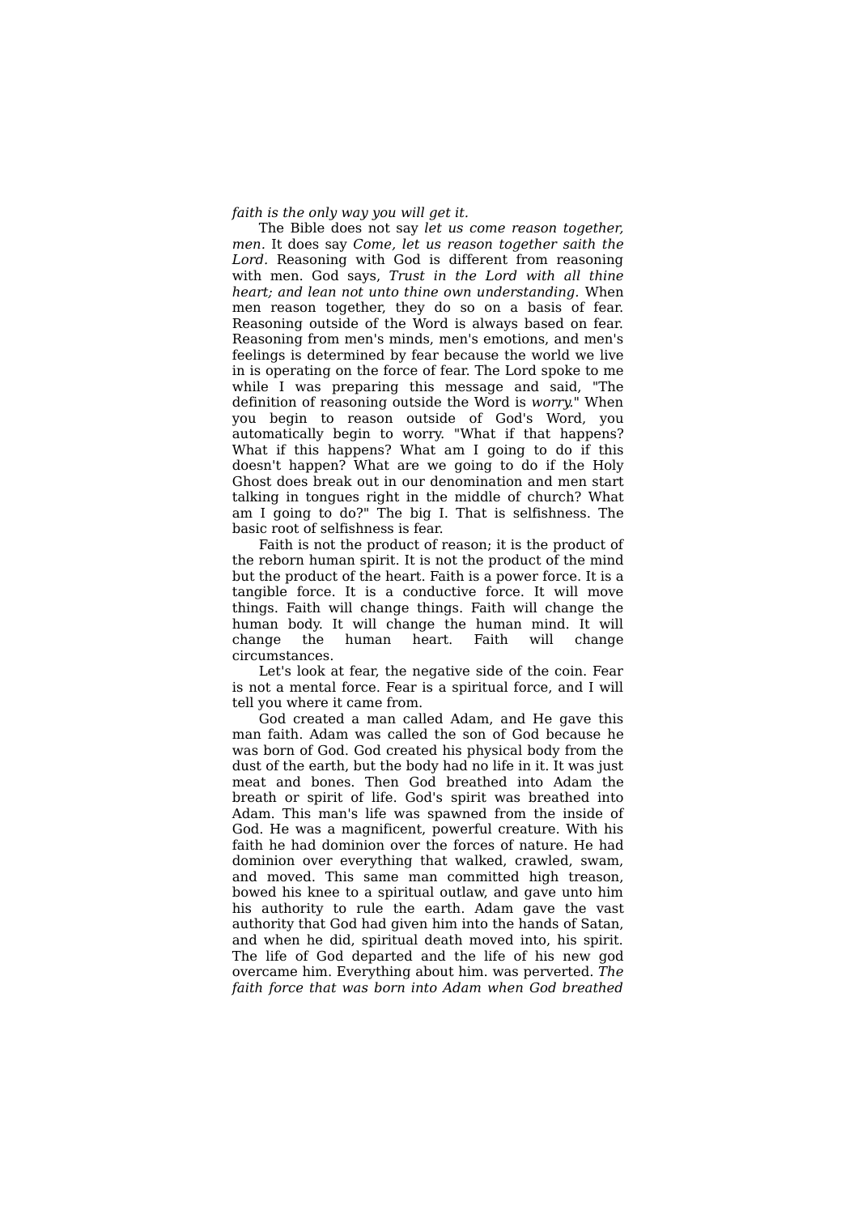*faith is the only way you will get it.*

The Bible does not say *let us come reason together, men.* It does say *Come, let us reason together saith the Lord*. Reasoning with God is different from reasoning with men. God says, *Trust in the Lord with all thine heart; and lean not unto thine own understanding.* When men reason together, they do so on a basis of fear. Reasoning outside of the Word is always based on fear. Reasoning from men's minds, men's emotions, and men's feelings is determined by fear because the world we live in is operating on the force of fear. The Lord spoke to me while I was preparing this message and said, "The definition of reasoning outside the Word is *worry.*" When you begin to reason outside of God's Word, you automatically begin to worry. "What if that happens? What if this happens? What am I going to do if this doesn't happen? What are we going to do if the Holy Ghost does break out in our denomination and men start talking in tongues right in the middle of church? What am I going to do?" The big I. That is selfishness. The basic root of selfishness is fear.

Faith is not the product of reason; it is the product of the reborn human spirit. It is not the product of the mind but the product of the heart. Faith is a power force. It is a tangible force. It is a conductive force. It will move things. Faith will change things. Faith will change the human body. It will change the human mind. It will change the human heart. Faith will change circumstances.

Let's look at fear, the negative side of the coin. Fear is not a mental force. Fear is a spiritual force, and I will tell you where it came from.

God created a man called Adam, and He gave this man faith. Adam was called the son of God because he was born of God. God created his physical body from the dust of the earth, but the body had no life in it. It was just meat and bones. Then God breathed into Adam the breath or spirit of life. God's spirit was breathed into Adam. This man's life was spawned from the inside of God. He was a magnificent, powerful creature. With his faith he had dominion over the forces of nature. He had dominion over everything that walked, crawled, swam, and moved. This same man committed high treason, bowed his knee to a spiritual outlaw, and gave unto him his authority to rule the earth. Adam gave the vast authority that God had given him into the hands of Satan, and when he did, spiritual death moved into, his spirit. The life of God departed and the life of his new god overcame him. Everything about him. was perverted. *The faith force that was born into Adam when God breathed*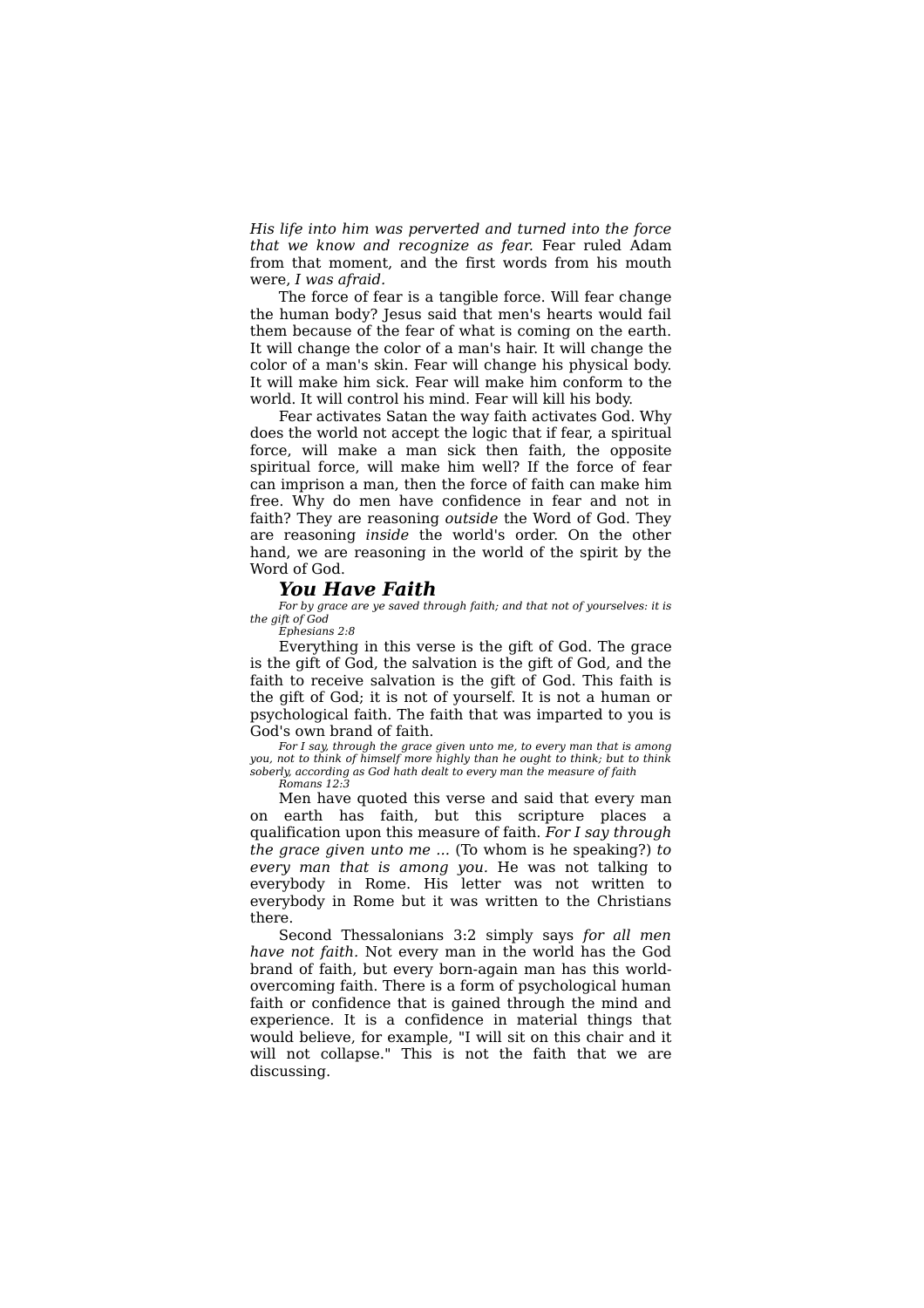*His life into him was perverted and turned into the force that we know and recognize as fear.* Fear ruled Adam from that moment, and the first words from his mouth were, *I was afraid.*

The force of fear is a tangible force. Will fear change the human body? Jesus said that men's hearts would fail them because of the fear of what is coming on the earth. It will change the color of a man's hair. It will change the color of a man's skin. Fear will change his physical body. It will make him sick. Fear will make him conform to the world. It will control his mind. Fear will kill his body.

Fear activates Satan the way faith activates God. Why does the world not accept the logic that if fear, a spiritual force, will make a man sick then faith, the opposite spiritual force, will make him well? If the force of fear can imprison a man, then the force of faith can make him free. Why do men have confidence in fear and not in faith? They are reasoning *outside* the Word of God. They are reasoning *inside* the world's order. On the other hand, we are reasoning in the world of the spirit by the Word of God.

## *You Have Faith*

*For by grace are ye saved through faith; and that not of yourselves: it is the gift of God*
*Ephesians 2:8*

Everything in this verse is the gift of God. The grace is the gift of God, the salvation is the gift of God, and the faith to receive salvation is the gift of God. This faith is the gift of God; it is not of yourself. It is not a human or psychological faith. The faith that was imparted to you is God's own brand of faith.

*For I say, through the grace given unto me, to every man that is among you, not to think of himself more highly than he ought to think; but to think soberly, according as God hath dealt to every man the measure of faith*
*Romans 12:3*

Men have quoted this verse and said that every man on earth has faith, but this scripture places a qualification upon this measure of faith. *For I say through the grace given unto me ...* (To whom is he speaking?) *to every man that is among you.* He was not talking to everybody in Rome. His letter was not written to everybody in Rome but it was written to the Christians there.

Second Thessalonians 3:2 simply says *for all men have not faith.* Not every man in the world has the God brand of faith, but every born-again man has this world-overcoming faith. There is a form of psychological human faith or confidence that is gained through the mind and experience. It is a confidence in material things that would believe, for example, "I will sit on this chair and it will not collapse." This is not the faith that we are discussing.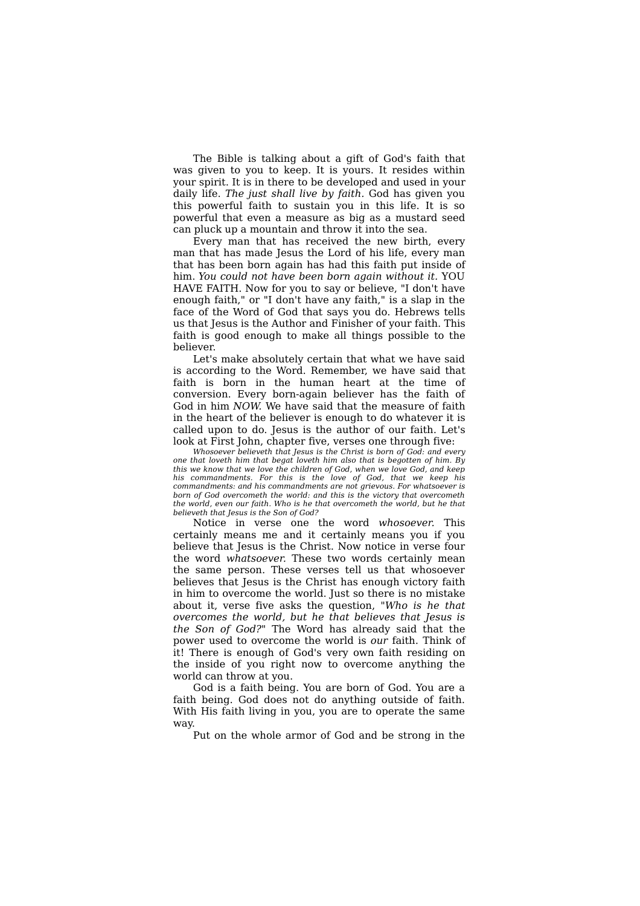The Bible is talking about a gift of God's faith that was given to you to keep. It is yours. It resides within your spirit. It is in there to be developed and used in your daily life. *The just shall live by faith.* God has given you this powerful faith to sustain you in this life. It is so powerful that even a measure as big as a mustard seed can pluck up a mountain and throw it into the sea.

Every man that has received the new birth, every man that has made Jesus the Lord of his life, every man that has been born again has had this faith put inside of him. *You could not have been born again without it.* YOU HAVE FAITH. Now for you to say or believe, "I don't have enough faith," or "I don't have any faith," is a slap in the face of the Word of God that says you do. Hebrews tells us that Jesus is the Author and Finisher of your faith. This faith is good enough to make all things possible to the believer.

Let's make absolutely certain that what we have said is according to the Word. Remember, we have said that faith is born in the human heart at the time of conversion. Every born-again believer has the faith of God in him *NOW.* We have said that the measure of faith in the heart of the believer is enough to do whatever it is called upon to do. Jesus is the author of our faith. Let's look at First John, chapter five, verses one through five:

*Whosoever believeth that Jesus is the Christ is born of God: and every one that loveth him that begat loveth him also that is begotten of him. By this we know that we love the children of God, when we love God, and keep his commandments. For this is the love of God, that we keep his commandments: and his commandments are not grievous. For whatsoever is born of God overcometh the world: and this is the victory that overcometh the world, even our faith. Who is he that overcometh the world, but he that believeth that Jesus is the Son of God?*

Notice in verse one the word *whosoever.* This certainly means me and it certainly means you if you believe that Jesus is the Christ. Now notice in verse four the word *whatsoever.* These two words certainly mean the same person. These verses tell us that whosoever believes that Jesus is the Christ has enough victory faith in him to overcome the world. Just so there is no mistake about it, verse five asks the question, "*Who is he that overcomes the world, but he that believes that Jesus is the Son of God?*" The Word has already said that the power used to overcome the world is *our* faith. Think of it! There is enough of God's very own faith residing on the inside of you right now to overcome anything the world can throw at you.

God is a faith being. You are born of God. You are a faith being. God does not do anything outside of faith. With His faith living in you, you are to operate the same way.

Put on the whole armor of God and be strong in the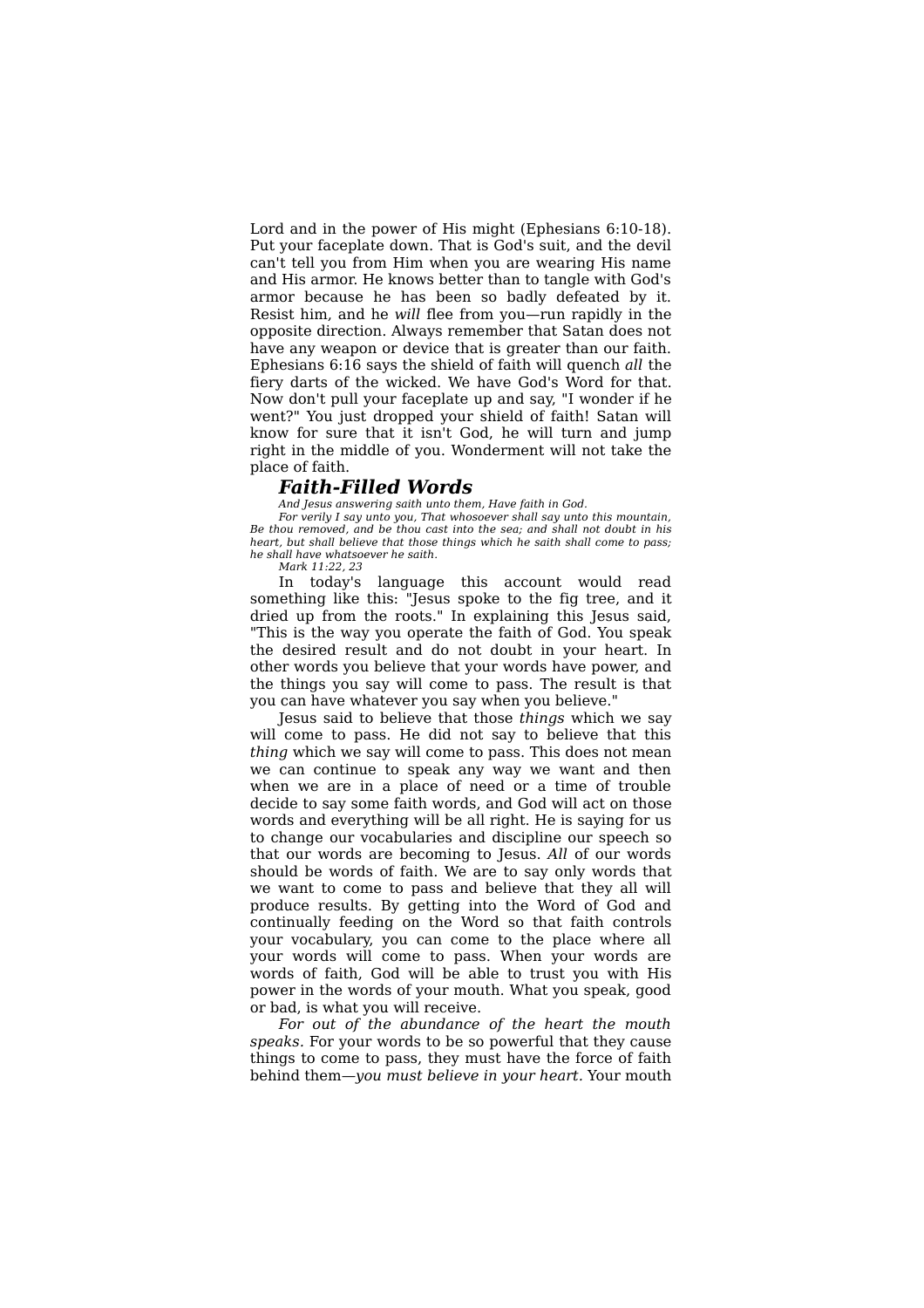Lord and in the power of His might (Ephesians 6:10-18). Put your faceplate down. That is God's suit, and the devil can't tell you from Him when you are wearing His name and His armor. He knows better than to tangle with God's armor because he has been so badly defeated by it. Resist him, and he *will* flee from you—run rapidly in the opposite direction. Always remember that Satan does not have any weapon or device that is greater than our faith. Ephesians 6:16 says the shield of faith will quench *all* the fiery darts of the wicked. We have God's Word for that. Now don't pull your faceplate up and say, "I wonder if he went?" You just dropped your shield of faith! Satan will know for sure that it isn't God, he will turn and jump right in the middle of you. Wonderment will not take the place of faith.

## *Faith-Filled Words*

*And Jesus answering saith unto them, Have faith in God.*

*For verily I say unto you, That whosoever shall say unto this mountain, Be thou removed, and be thou cast into the sea; and shall not doubt in his heart, but shall believe that those things which he saith shall come to pass; he shall have whatsoever he saith.*

*Mark 11:22, 23*

In today's language this account would read something like this: "Jesus spoke to the fig tree, and it dried up from the roots." In explaining this Jesus said, "This is the way you operate the faith of God. You speak the desired result and do not doubt in your heart. In other words you believe that your words have power, and the things you say will come to pass. The result is that you can have whatever you say when you believe."

Jesus said to believe that those *things* which we say will come to pass. He did not say to believe that this *thing* which we say will come to pass. This does not mean we can continue to speak any way we want and then when we are in a place of need or a time of trouble decide to say some faith words, and God will act on those words and everything will be all right. He is saying for us to change our vocabularies and discipline our speech so that our words are becoming to Jesus. *All* of our words should be words of faith. We are to say only words that we want to come to pass and believe that they all will produce results. By getting into the Word of God and continually feeding on the Word so that faith controls your vocabulary, you can come to the place where all your words will come to pass. When your words are words of faith, God will be able to trust you with His power in the words of your mouth. What you speak, good or bad, is what you will receive.

*For out of the abundance of the heart the mouth speaks.* For your words to be so powerful that they cause things to come to pass, they must have the force of faith behind them—*you must believe in your heart.* Your mouth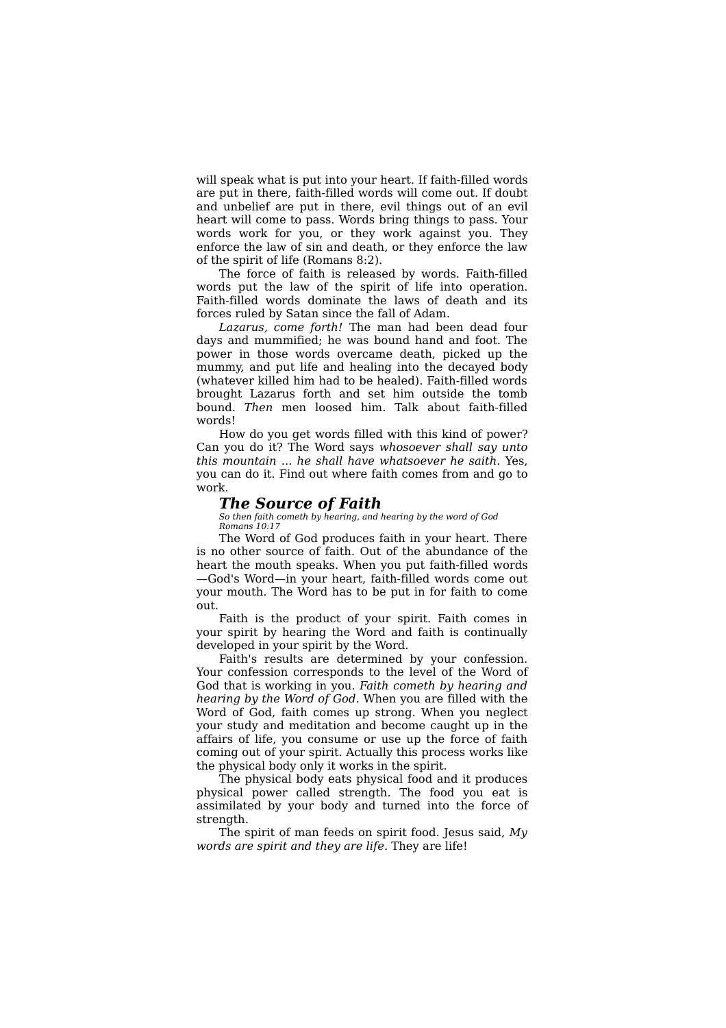will speak what is put into your heart. If faith-filled words are put in there, faith-filled words will come out. If doubt and unbelief are put in there, evil things out of an evil heart will come to pass. Words bring things to pass. Your words work for you, or they work against you. They enforce the law of sin and death, or they enforce the law of the spirit of life (Romans 8:2).

The force of faith is released by words. Faith-filled words put the law of the spirit of life into operation. Faith-filled words dominate the laws of death and its forces ruled by Satan since the fall of Adam.

*Lazarus, come forth!* The man had been dead four days and mummified; he was bound hand and foot. The power in those words overcame death, picked up the mummy, and put life and healing into the decayed body (whatever killed him had to be healed). Faith-filled words brought Lazarus forth and set him outside the tomb bound. *Then* men loosed him. Talk about faith-filled words!

How do you get words filled with this kind of power? Can you do it? The Word says *whosoever shall say unto this mountain ... he shall have whatsoever he saith.* Yes, you can do it. Find out where faith comes from and go to work.

### *The Source of Faith*

*So then faith cometh by hearing, and hearing by the word of God*
*Romans 10:17*

The Word of God produces faith in your heart. There is no other source of faith. Out of the abundance of the heart the mouth speaks. When you put faith-filled words —God's Word—in your heart, faith-filled words come out your mouth. The Word has to be put in for faith to come out.

Faith is the product of your spirit. Faith comes in your spirit by hearing the Word and faith is continually developed in your spirit by the Word.

Faith's results are determined by your confession. Your confession corresponds to the level of the Word of God that is working in you. *Faith cometh by hearing and hearing by the Word of God.* When you are filled with the Word of God, faith comes up strong. When you neglect your study and meditation and become caught up in the affairs of life, you consume or use up the force of faith coming out of your spirit. Actually this process works like the physical body only it works in the spirit.

The physical body eats physical food and it produces physical power called strength. The food you eat is assimilated by your body and turned into the force of strength.

The spirit of man feeds on spirit food. Jesus said, *My words are spirit and they are life.* They are life!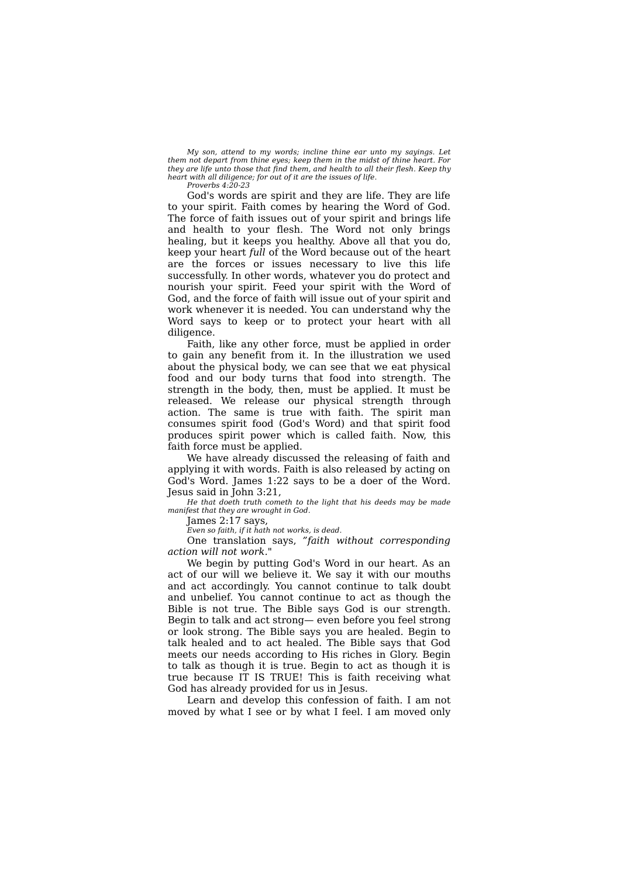*My son, attend to my words; incline thine ear unto my sayings. Let them not depart from thine eyes; keep them in the midst of thine heart. For they are life unto those that find them, and health to all their flesh. Keep thy heart with all diligence; for out of it are the issues of life.*
*Proverbs 4:20-23*

God's words are spirit and they are life. They are life to your spirit. Faith comes by hearing the Word of God. The force of faith issues out of your spirit and brings life and health to your flesh. The Word not only brings healing, but it keeps you healthy. Above all that you do, keep your heart *full* of the Word because out of the heart are the forces or issues necessary to live this life successfully. In other words, whatever you do protect and nourish your spirit. Feed your spirit with the Word of God, and the force of faith will issue out of your spirit and work whenever it is needed. You can understand why the Word says to keep or to protect your heart with all diligence.

Faith, like any other force, must be applied in order to gain any benefit from it. In the illustration we used about the physical body, we can see that we eat physical food and our body turns that food into strength. The strength in the body, then, must be applied. It must be released. We release our physical strength through action. The same is true with faith. The spirit man consumes spirit food (God's Word) and that spirit food produces spirit power which is called faith. Now, this faith force must be applied.

We have already discussed the releasing of faith and applying it with words. Faith is also released by acting on God's Word. James 1:22 says to be a doer of the Word. Jesus said in John 3:21,

*He that doeth truth cometh to the light that his deeds may be made manifest that they are wrought in God.*

James 2:17 says,

*Even so faith, if it hath not works, is dead.*

One translation says, *"faith without corresponding action will not work*."

We begin by putting God's Word in our heart. As an act of our will we believe it. We say it with our mouths and act accordingly. You cannot continue to talk doubt and unbelief. You cannot continue to act as though the Bible is not true. The Bible says God is our strength. Begin to talk and act strong— even before you feel strong or look strong. The Bible says you are healed. Begin to talk healed and to act healed. The Bible says that God meets our needs according to His riches in Glory. Begin to talk as though it is true. Begin to act as though it is true because IT IS TRUE! This is faith receiving what God has already provided for us in Jesus.

Learn and develop this confession of faith. I am not moved by what I see or by what I feel. I am moved only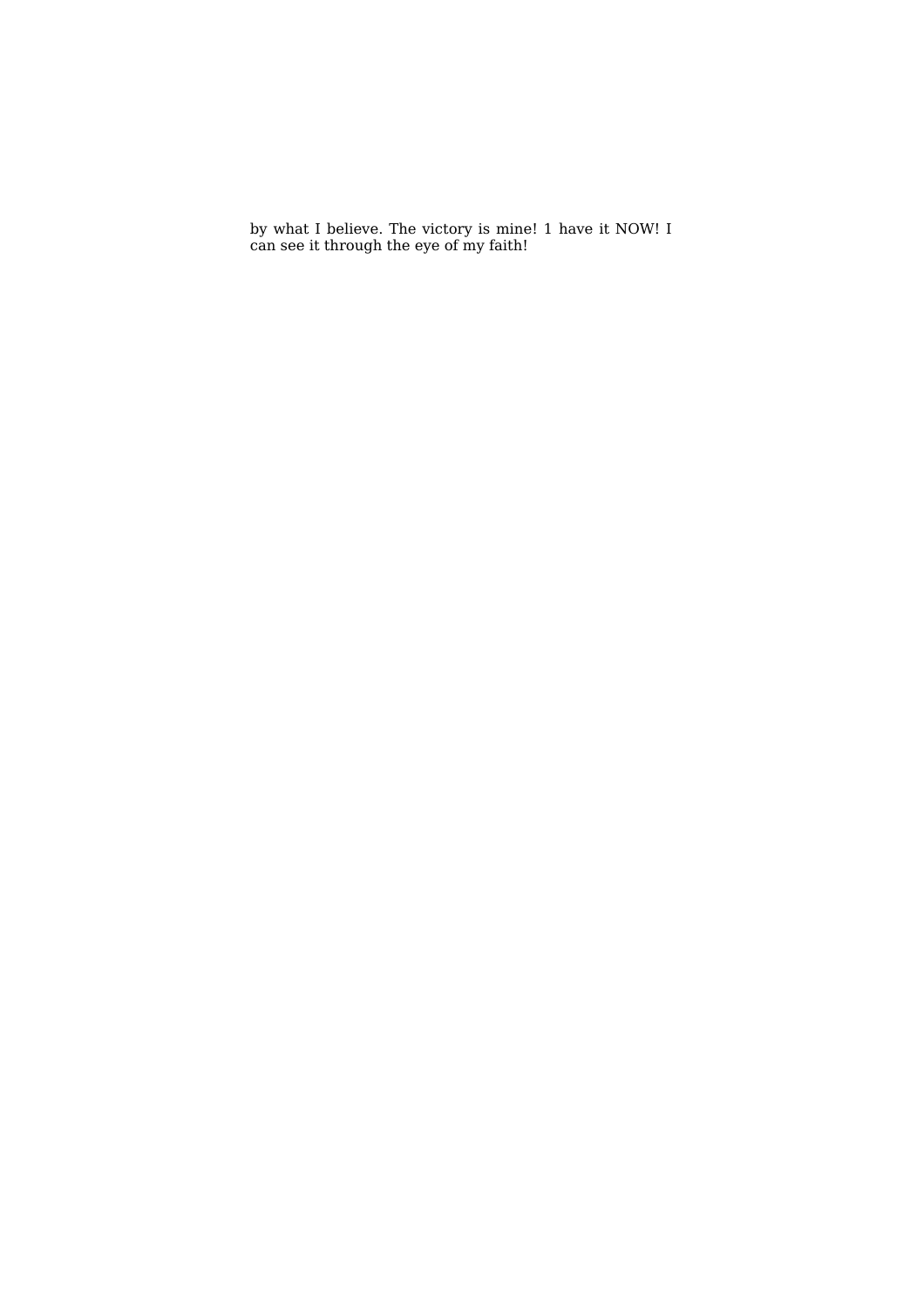by what I believe. The victory is mine! 1 have it NOW! I can see it through the eye of my faith!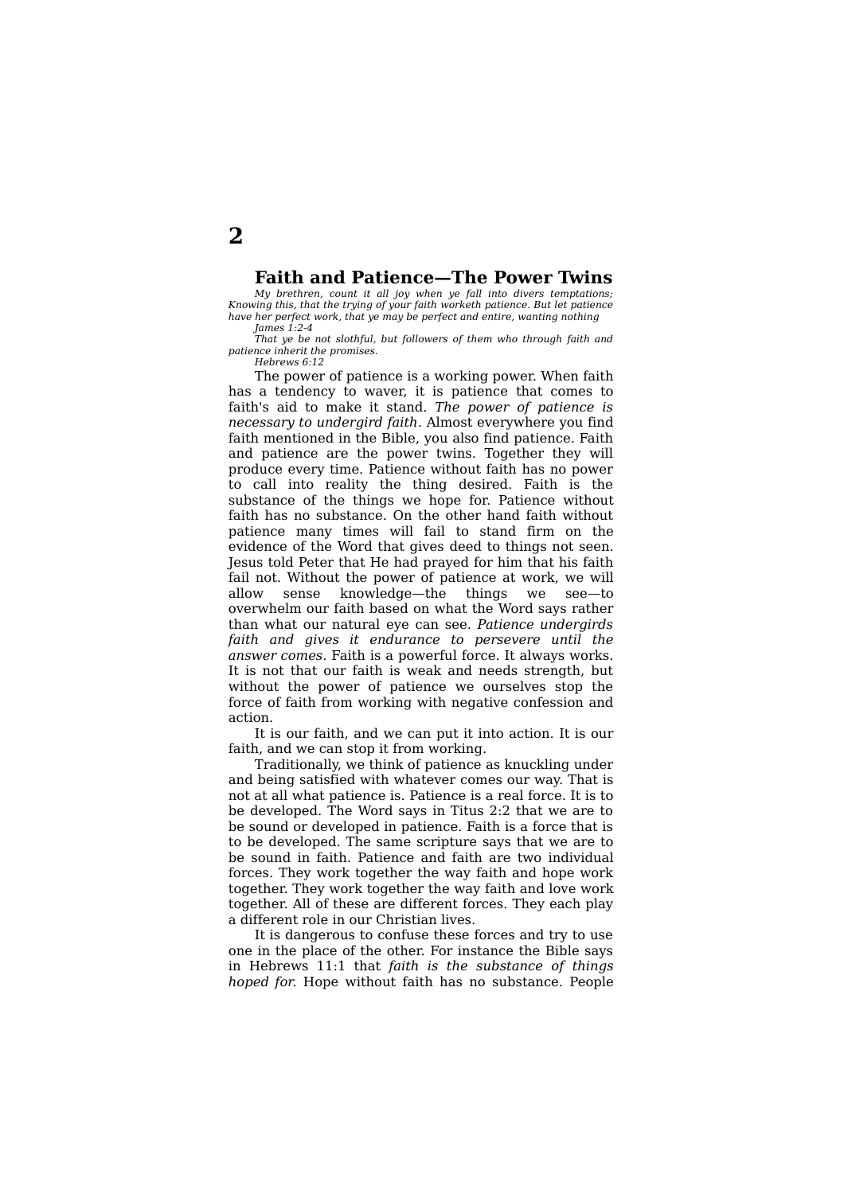# 2

## Faith and Patience—The Power Twins

*My brethren, count it all joy when ye fall into divers temptations; Knowing this, that the trying of your faith worketh patience. But let patience have her perfect work, that ye may be perfect and entire, wanting nothing*

*James 1:2-4*

*That ye be not slothful, but followers of them who through faith and patience inherit the promises.*

*Hebrews 6:12*

The power of patience is a working power. When faith has a tendency to waver, it is patience that comes to faith's aid to make it stand. *The power of patience is necessary to undergird faith.* Almost everywhere you find faith mentioned in the Bible, you also find patience. Faith and patience are the power twins. Together they will produce every time. Patience without faith has no power to call into reality the thing desired. Faith is the substance of the things we hope for. Patience without faith has no substance. On the other hand faith without patience many times will fail to stand firm on the evidence of the Word that gives deed to things not seen. Jesus told Peter that He had prayed for him that his faith fail not. Without the power of patience at work, we will allow sense knowledge—the things we see—to overwhelm our faith based on what the Word says rather than what our natural eye can see. *Patience undergirds faith and gives it endurance to persevere until the answer comes.* Faith is a powerful force. It always works. It is not that our faith is weak and needs strength, but without the power of patience we ourselves stop the force of faith from working with negative confession and action.

It is our faith, and we can put it into action. It is our faith, and we can stop it from working.

Traditionally, we think of patience as knuckling under and being satisfied with whatever comes our way. That is not at all what patience is. Patience is a real force. It is to be developed. The Word says in Titus 2:2 that we are to be sound or developed in patience. Faith is a force that is to be developed. The same scripture says that we are to be sound in faith. Patience and faith are two individual forces. They work together the way faith and hope work together. They work together the way faith and love work together. All of these are different forces. They each play a different role in our Christian lives.

It is dangerous to confuse these forces and try to use one in the place of the other. For instance the Bible says in Hebrews 11:1 that *faith is the substance of things hoped for.* Hope without faith has no substance. People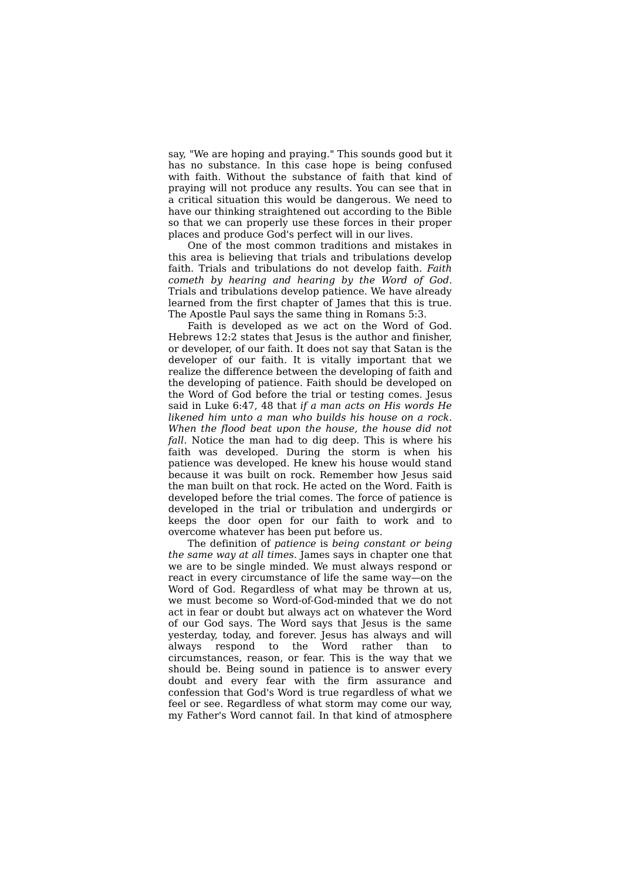say, "We are hoping and praying." This sounds good but it has no substance. In this case hope is being confused with faith. Without the substance of faith that kind of praying will not produce any results. You can see that in a critical situation this would be dangerous. We need to have our thinking straightened out according to the Bible so that we can properly use these forces in their proper places and produce God's perfect will in our lives.

One of the most common traditions and mistakes in this area is believing that trials and tribulations develop faith. Trials and tribulations do not develop faith. *Faith cometh by hearing and hearing by the Word of God.* Trials and tribulations develop patience. We have already learned from the first chapter of James that this is true. The Apostle Paul says the same thing in Romans 5:3.

Faith is developed as we act on the Word of God. Hebrews 12:2 states that Jesus is the author and finisher, or developer, of our faith. It does not say that Satan is the developer of our faith. It is vitally important that we realize the difference between the developing of faith and the developing of patience. Faith should be developed on the Word of God before the trial or testing comes. Jesus said in Luke 6:47, 48 that *if a man acts on His words He likened him unto a man who builds his house on a rock. When the flood beat upon the house, the house did not fall.* Notice the man had to dig deep. This is where his faith was developed. During the storm is when his patience was developed. He knew his house would stand because it was built on rock. Remember how Jesus said the man built on that rock. He acted on the Word. Faith is developed before the trial comes. The force of patience is developed in the trial or tribulation and undergirds or keeps the door open for our faith to work and to overcome whatever has been put before us.

The definition of *patience* is *being constant or being the same way at all times.* James says in chapter one that we are to be single minded. We must always respond or react in every circumstance of life the same way—on the Word of God. Regardless of what may be thrown at us, we must become so Word-of-God-minded that we do not act in fear or doubt but always act on whatever the Word of our God says. The Word says that Jesus is the same yesterday, today, and forever. Jesus has always and will always respond to the Word rather than to circumstances, reason, or fear. This is the way that we should be. Being sound in patience is to answer every doubt and every fear with the firm assurance and confession that God's Word is true regardless of what we feel or see. Regardless of what storm may come our way, my Father's Word cannot fail. In that kind of atmosphere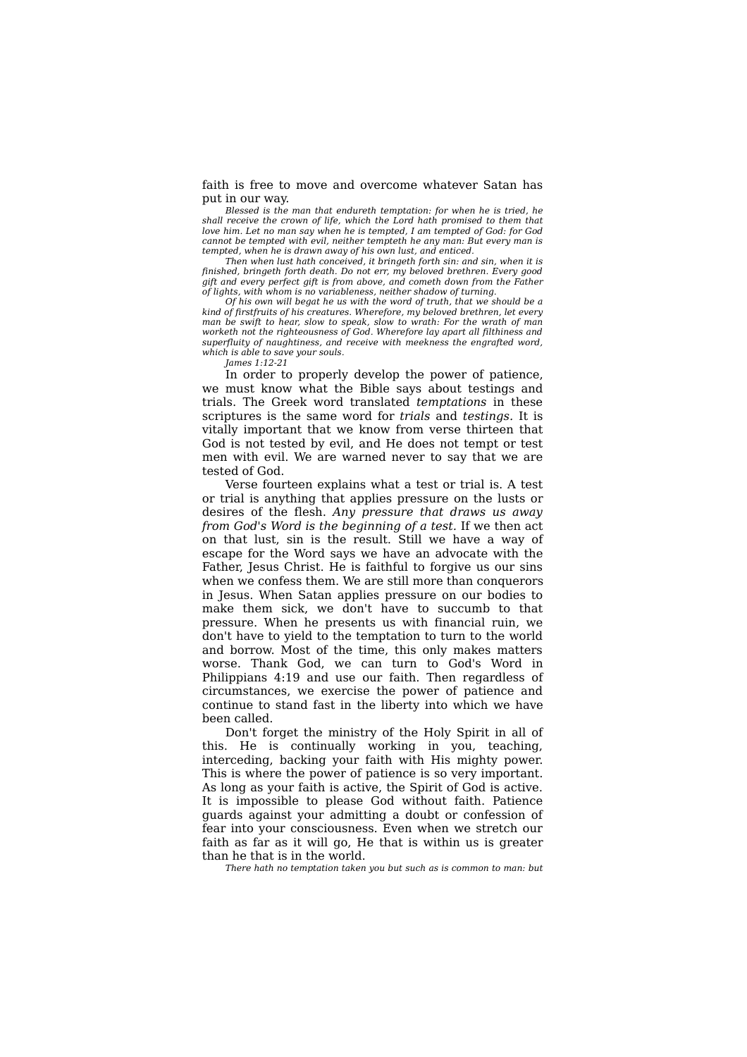faith is free to move and overcome whatever Satan has put in our way.

*Blessed is the man that endureth temptation: for when he is tried, he shall receive the crown of life, which the Lord hath promised to them that love him. Let no man say when he is tempted, I am tempted of God: for God cannot be tempted with evil, neither tempteth he any man: But every man is tempted, when he is drawn away of his own lust, and enticed.*

*Then when lust hath conceived, it bringeth forth sin: and sin, when it is finished, bringeth forth death. Do not err, my beloved brethren. Every good gift and every perfect gift is from above, and cometh down from the Father of lights, with whom is no variableness, neither shadow of turning.*

*Of his own will begat he us with the word of truth, that we should be a kind of firstfruits of his creatures. Wherefore, my beloved brethren, let every man be swift to hear, slow to speak, slow to wrath: For the wrath of man worketh not the righteousness of God. Wherefore lay apart all filthiness and superfluity of naughtiness, and receive with meekness the engrafted word, which is able to save your souls.*

*James 1:12-21*

In order to properly develop the power of patience, we must know what the Bible says about testings and trials. The Greek word translated *temptations* in these scriptures is the same word for *trials* and *testings.* It is vitally important that we know from verse thirteen that God is not tested by evil, and He does not tempt or test men with evil. We are warned never to say that we are tested of God.

Verse fourteen explains what a test or trial is. A test or trial is anything that applies pressure on the lusts or desires of the flesh. *Any pressure that draws us away from God's Word is the beginning of a test.* If we then act on that lust, sin is the result. Still we have a way of escape for the Word says we have an advocate with the Father, Jesus Christ. He is faithful to forgive us our sins when we confess them. We are still more than conquerors in Jesus. When Satan applies pressure on our bodies to make them sick, we don't have to succumb to that pressure. When he presents us with financial ruin, we don't have to yield to the temptation to turn to the world and borrow. Most of the time, this only makes matters worse. Thank God, we can turn to God's Word in Philippians 4:19 and use our faith. Then regardless of circumstances, we exercise the power of patience and continue to stand fast in the liberty into which we have been called.

Don't forget the ministry of the Holy Spirit in all of this. He is continually working in you, teaching, interceding, backing your faith with His mighty power. This is where the power of patience is so very important. As long as your faith is active, the Spirit of God is active. It is impossible to please God without faith. Patience guards against your admitting a doubt or confession of fear into your consciousness. Even when we stretch our faith as far as it will go, He that is within us is greater than he that is in the world.

*There hath no temptation taken you but such as is common to man: but*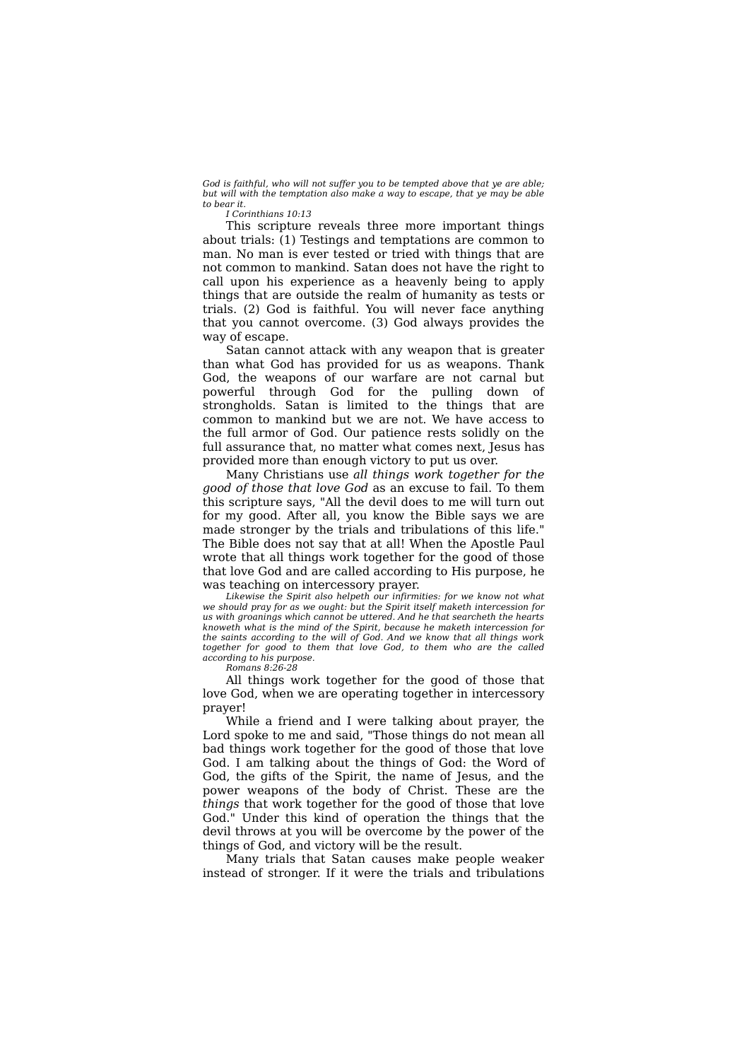*God is faithful, who will not suffer you to be tempted above that ye are able; but will with the temptation also make a way to escape, that ye may be able to bear it.*

*I Corinthians 10:13*

This scripture reveals three more important things about trials: (1) Testings and temptations are common to man. No man is ever tested or tried with things that are not common to mankind. Satan does not have the right to call upon his experience as a heavenly being to apply things that are outside the realm of humanity as tests or trials. (2) God is faithful. You will never face anything that you cannot overcome. (3) God always provides the way of escape.

Satan cannot attack with any weapon that is greater than what God has provided for us as weapons. Thank God, the weapons of our warfare are not carnal but powerful through God for the pulling down of strongholds. Satan is limited to the things that are common to mankind but we are not. We have access to the full armor of God. Our patience rests solidly on the full assurance that, no matter what comes next, Jesus has provided more than enough victory to put us over.

Many Christians use *all things work together for the good of those that love God* as an excuse to fail. To them this scripture says, "All the devil does to me will turn out for my good. After all, you know the Bible says we are made stronger by the trials and tribulations of this life." The Bible does not say that at all! When the Apostle Paul wrote that all things work together for the good of those that love God and are called according to His purpose, he was teaching on intercessory prayer.

*Likewise the Spirit also helpeth our infirmities: for we know not what we should pray for as we ought: but the Spirit itself maketh intercession for us with groanings which cannot be uttered. And he that searcheth the hearts knoweth what is the mind of the Spirit, because he maketh intercession for the saints according to the will of God. And we know that all things work together for good to them that love God, to them who are the called according to his purpose.*

*Romans 8:26-28*

All things work together for the good of those that love God, when we are operating together in intercessory prayer!

While a friend and I were talking about prayer, the Lord spoke to me and said, "Those things do not mean all bad things work together for the good of those that love God. I am talking about the things of God: the Word of God, the gifts of the Spirit, the name of Jesus, and the power weapons of the body of Christ. These are the *things* that work together for the good of those that love God." Under this kind of operation the things that the devil throws at you will be overcome by the power of the things of God, and victory will be the result.

Many trials that Satan causes make people weaker instead of stronger. If it were the trials and tribulations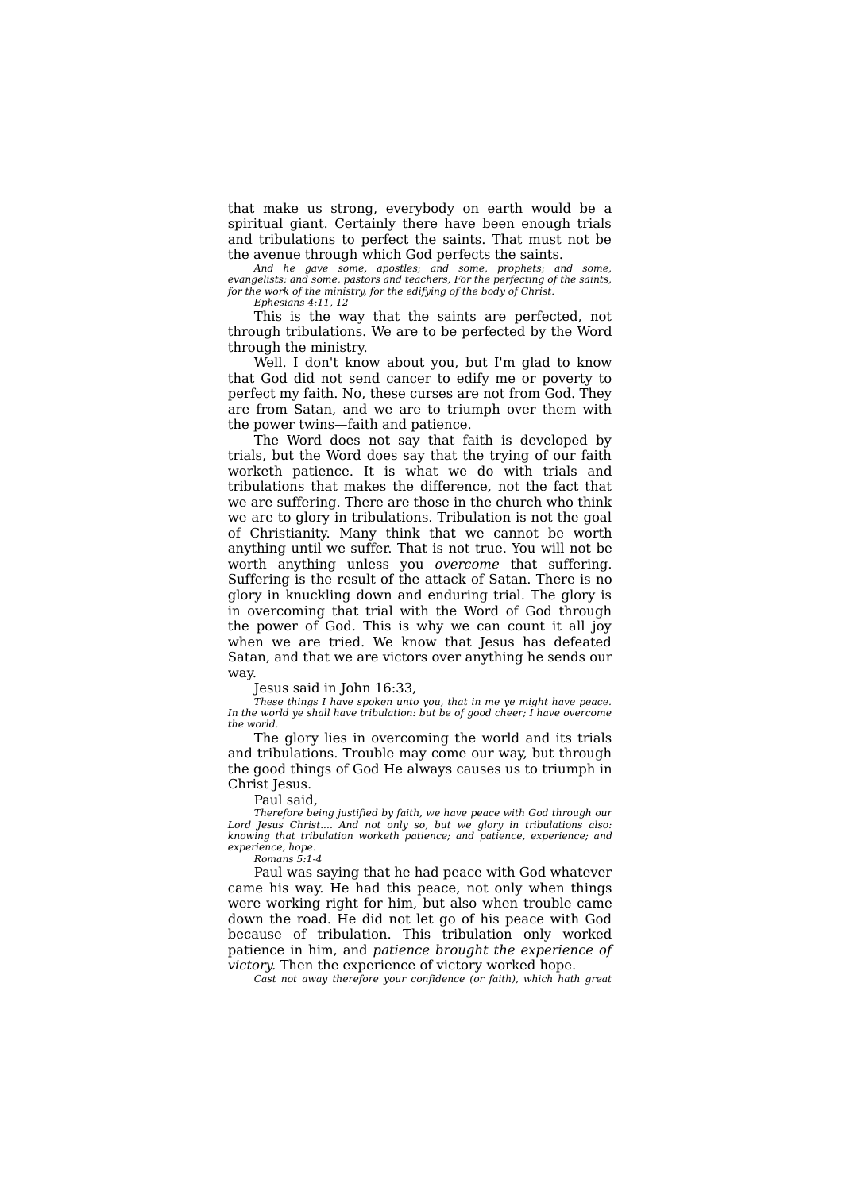that make us strong, everybody on earth would be a spiritual giant. Certainly there have been enough trials and tribulations to perfect the saints. That must not be the avenue through which God perfects the saints.

*And he gave some, apostles; and some, prophets; and some, evangelists; and some, pastors and teachers; For the perfecting of the saints, for the work of the ministry, for the edifying of the body of Christ.*

*Ephesians 4:11, 12*

This is the way that the saints are perfected, not through tribulations. We are to be perfected by the Word through the ministry.

Well. I don't know about you, but I'm glad to know that God did not send cancer to edify me or poverty to perfect my faith. No, these curses are not from God. They are from Satan, and we are to triumph over them with the power twins—faith and patience.

The Word does not say that faith is developed by trials, but the Word does say that the trying of our faith worketh patience. It is what we do with trials and tribulations that makes the difference, not the fact that we are suffering. There are those in the church who think we are to glory in tribulations. Tribulation is not the goal of Christianity. Many think that we cannot be worth anything until we suffer. That is not true. You will not be worth anything unless you *overcome* that suffering. Suffering is the result of the attack of Satan. There is no glory in knuckling down and enduring trial. The glory is in overcoming that trial with the Word of God through the power of God. This is why we can count it all joy when we are tried. We know that Jesus has defeated Satan, and that we are victors over anything he sends our way.

Jesus said in John 16:33,

*These things I have spoken unto you, that in me ye might have peace. In the world ye shall have tribulation: but be of good cheer; I have overcome the world.*

The glory lies in overcoming the world and its trials and tribulations. Trouble may come our way, but through the good things of God He always causes us to triumph in Christ Jesus.

Paul said,

*Therefore being justified by faith, we have peace with God through our Lord Jesus Christ.... And not only so, but we glory in tribulations also: knowing that tribulation worketh patience; and patience, experience; and experience, hope.*

*Romans 5:1-4*

Paul was saying that he had peace with God whatever came his way. He had this peace, not only when things were working right for him, but also when trouble came down the road. He did not let go of his peace with God because of tribulation. This tribulation only worked patience in him, and *patience brought the experience of victory*. Then the experience of victory worked hope.

*Cast not away therefore your confidence (or faith), which hath great*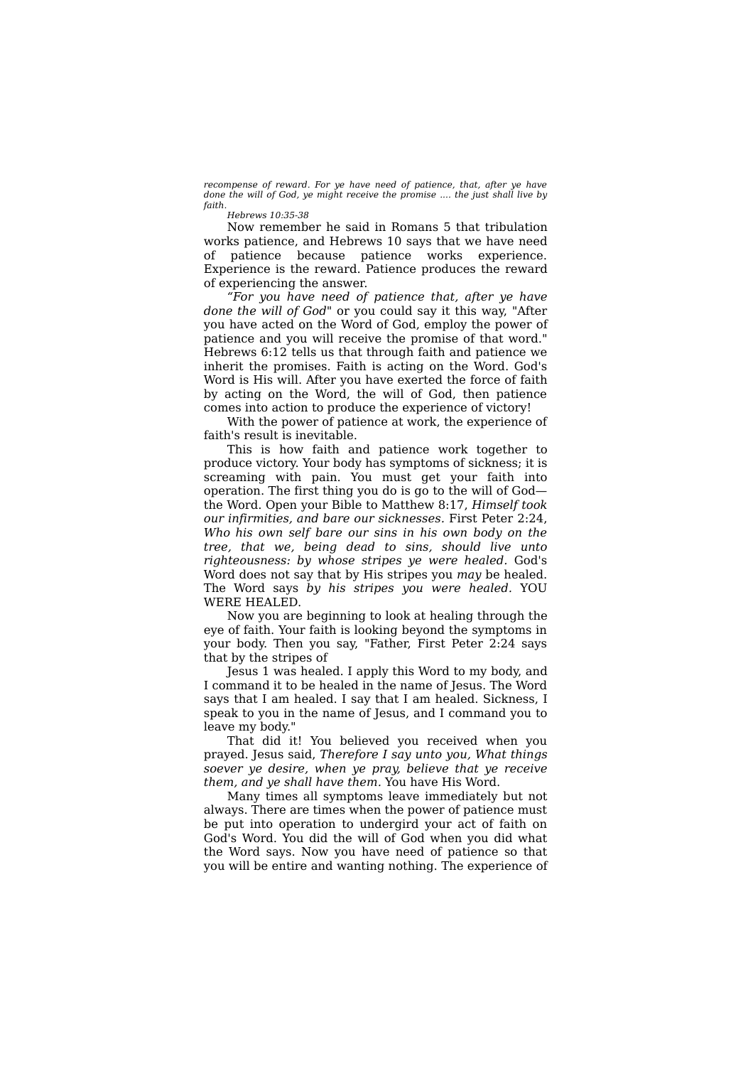*recompense of reward. For ye have need of patience, that, after ye have done the will of God, ye might receive the promise .... the just shall live by faith.*

*Hebrews 10:35-38*

Now remember he said in Romans 5 that tribulation works patience, and Hebrews 10 says that we have need of patience because patience works experience. Experience is the reward. Patience produces the reward of experiencing the answer.

*"For you have need of patience that, after ye have done the will of God*" or you could say it this way, "After you have acted on the Word of God, employ the power of patience and you will receive the promise of that word." Hebrews 6:12 tells us that through faith and patience we inherit the promises. Faith is acting on the Word. God's Word is His will. After you have exerted the force of faith by acting on the Word, the will of God, then patience comes into action to produce the experience of victory!

With the power of patience at work, the experience of faith's result is inevitable.

This is how faith and patience work together to produce victory. Your body has symptoms of sickness; it is screaming with pain. You must get your faith into operation. The first thing you do is go to the will of God—the Word. Open your Bible to Matthew 8:17, *Himself took our infirmities, and bare our sicknesses.* First Peter 2:24, *Who his own self bare our sins in his own body on the tree, that we, being dead to sins, should live unto righteousness: by whose stripes ye were healed.* God's Word does not say that by His stripes you *may* be healed. The Word says *by his stripes you were healed.* YOU WERE HEALED.

Now you are beginning to look at healing through the eye of faith. Your faith is looking beyond the symptoms in your body. Then you say, "Father, First Peter 2:24 says that by the stripes of

Jesus 1 was healed. I apply this Word to my body, and I command it to be healed in the name of Jesus. The Word says that I am healed. I say that I am healed. Sickness, I speak to you in the name of Jesus, and I command you to leave my body."

That did it! You believed you received when you prayed. Jesus said, *Therefore I say unto you, What things soever ye desire, when ye pray, believe that ye receive them, and ye shall have them.* You have His Word.

Many times all symptoms leave immediately but not always. There are times when the power of patience must be put into operation to undergird your act of faith on God's Word. You did the will of God when you did what the Word says. Now you have need of patience so that you will be entire and wanting nothing. The experience of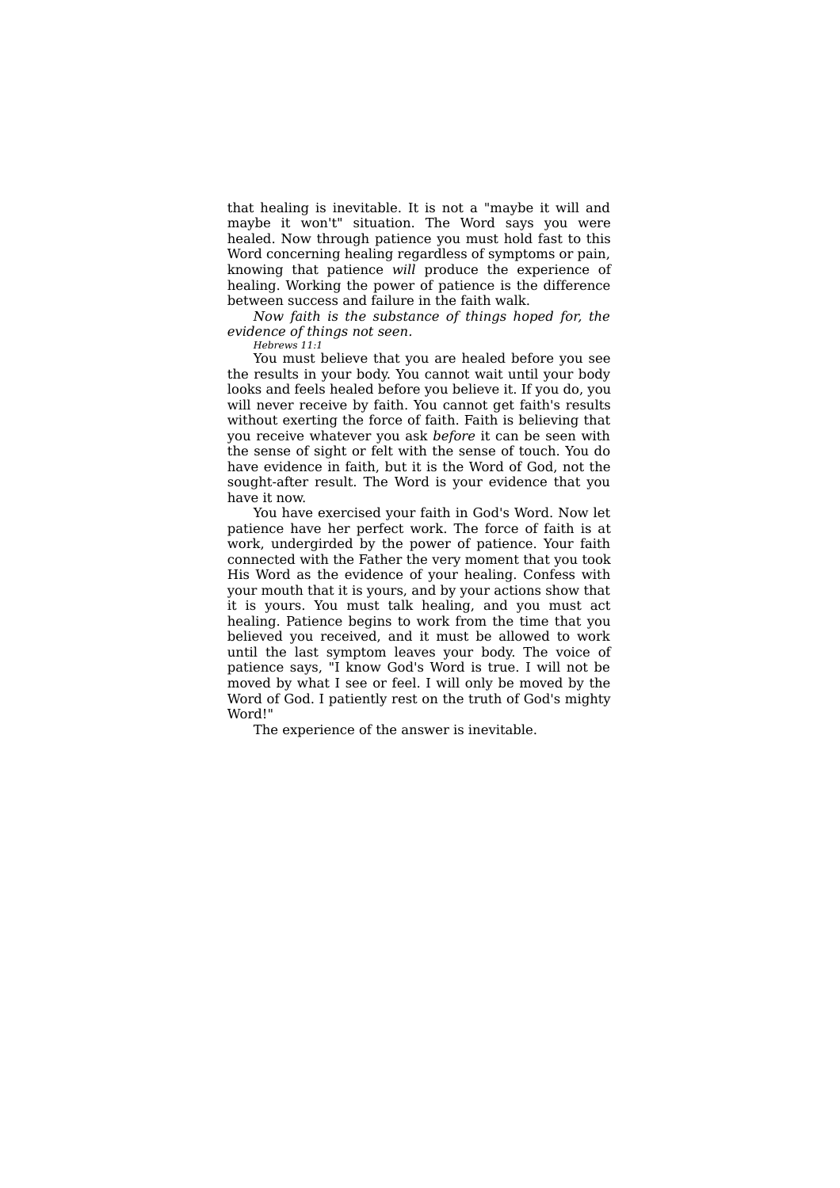that healing is inevitable. It is not a "maybe it will and maybe it won't" situation. The Word says you were healed. Now through patience you must hold fast to this Word concerning healing regardless of symptoms or pain, knowing that patience *will* produce the experience of healing. Working the power of patience is the difference between success and failure in the faith walk.

*Now faith is the substance of things hoped for, the evidence of things not seen.*

*Hebrews 11:1*

You must believe that you are healed before you see the results in your body. You cannot wait until your body looks and feels healed before you believe it. If you do, you will never receive by faith. You cannot get faith's results without exerting the force of faith. Faith is believing that you receive whatever you ask *before* it can be seen with the sense of sight or felt with the sense of touch. You do have evidence in faith, but it is the Word of God, not the sought-after result. The Word is your evidence that you have it now.

You have exercised your faith in God's Word. Now let patience have her perfect work. The force of faith is at work, undergirded by the power of patience. Your faith connected with the Father the very moment that you took His Word as the evidence of your healing. Confess with your mouth that it is yours, and by your actions show that it is yours. You must talk healing, and you must act healing. Patience begins to work from the time that you believed you received, and it must be allowed to work until the last symptom leaves your body. The voice of patience says, "I know God's Word is true. I will not be moved by what I see or feel. I will only be moved by the Word of God. I patiently rest on the truth of God's mighty Word!"

The experience of the answer is inevitable.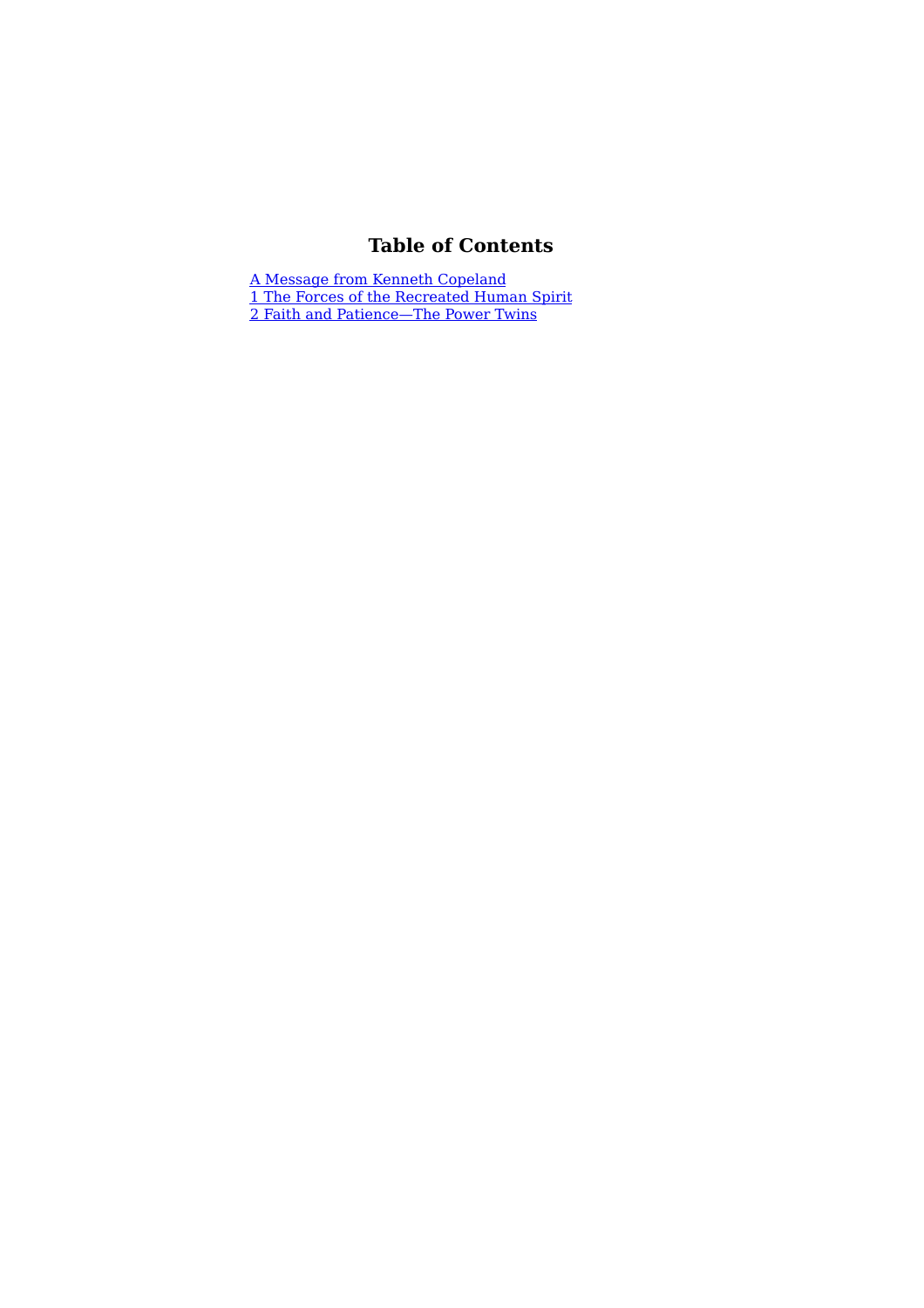# Table of Contents

A Message from Kenneth Copeland
1 The Forces of the Recreated Human Spirit
2 Faith and Patience—The Power Twins